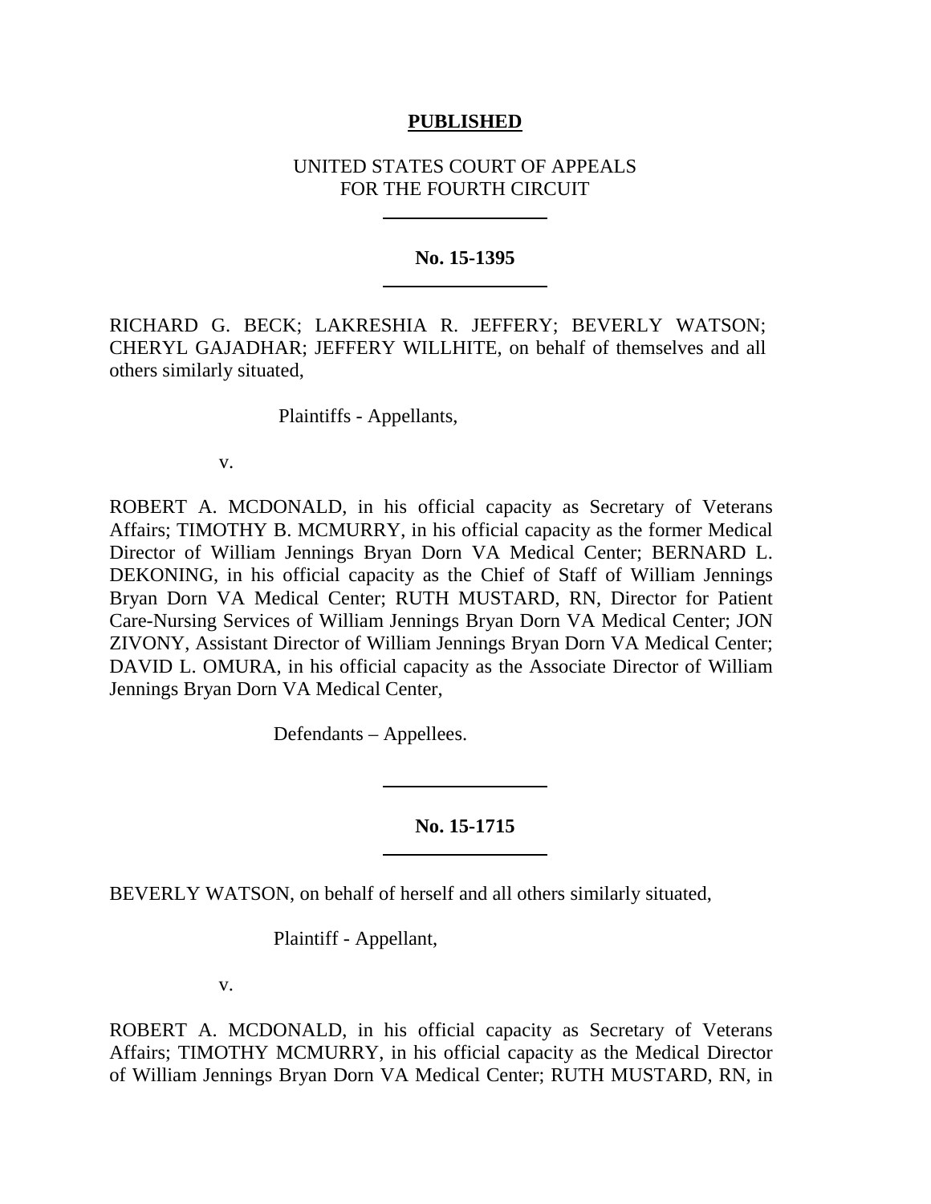**PUBLISHED**

UNITED STATES COURT OF APPEALS
FOR THE FOURTH CIRCUIT

---

**No. 15-1395**

---

RICHARD G. BECK; LAKRESHIA R. JEFFERY; BEVERLY WATSON; CHERYL GAJADHAR; JEFFERY WILLHITE, on behalf of themselves and all others similarly situated,

Plaintiffs - Appellants,

v.

ROBERT A. MCDONALD, in his official capacity as Secretary of Veterans Affairs; TIMOTHY B. MCMURRY, in his official capacity as the former Medical Director of William Jennings Bryan Dorn VA Medical Center; BERNARD L. DEKONING, in his official capacity as the Chief of Staff of William Jennings Bryan Dorn VA Medical Center; RUTH MUSTARD, RN, Director for Patient Care-Nursing Services of William Jennings Bryan Dorn VA Medical Center; JON ZIVONY, Assistant Director of William Jennings Bryan Dorn VA Medical Center; DAVID L. OMURA, in his official capacity as the Associate Director of William Jennings Bryan Dorn VA Medical Center,

Defendants – Appellees.

---

**No. 15-1715**

---

BEVERLY WATSON, on behalf of herself and all others similarly situated,

Plaintiff - Appellant,

v.

ROBERT A. MCDONALD, in his official capacity as Secretary of Veterans Affairs; TIMOTHY MCMURRY, in his official capacity as the Medical Director of William Jennings Bryan Dorn VA Medical Center; RUTH MUSTARD, RN, in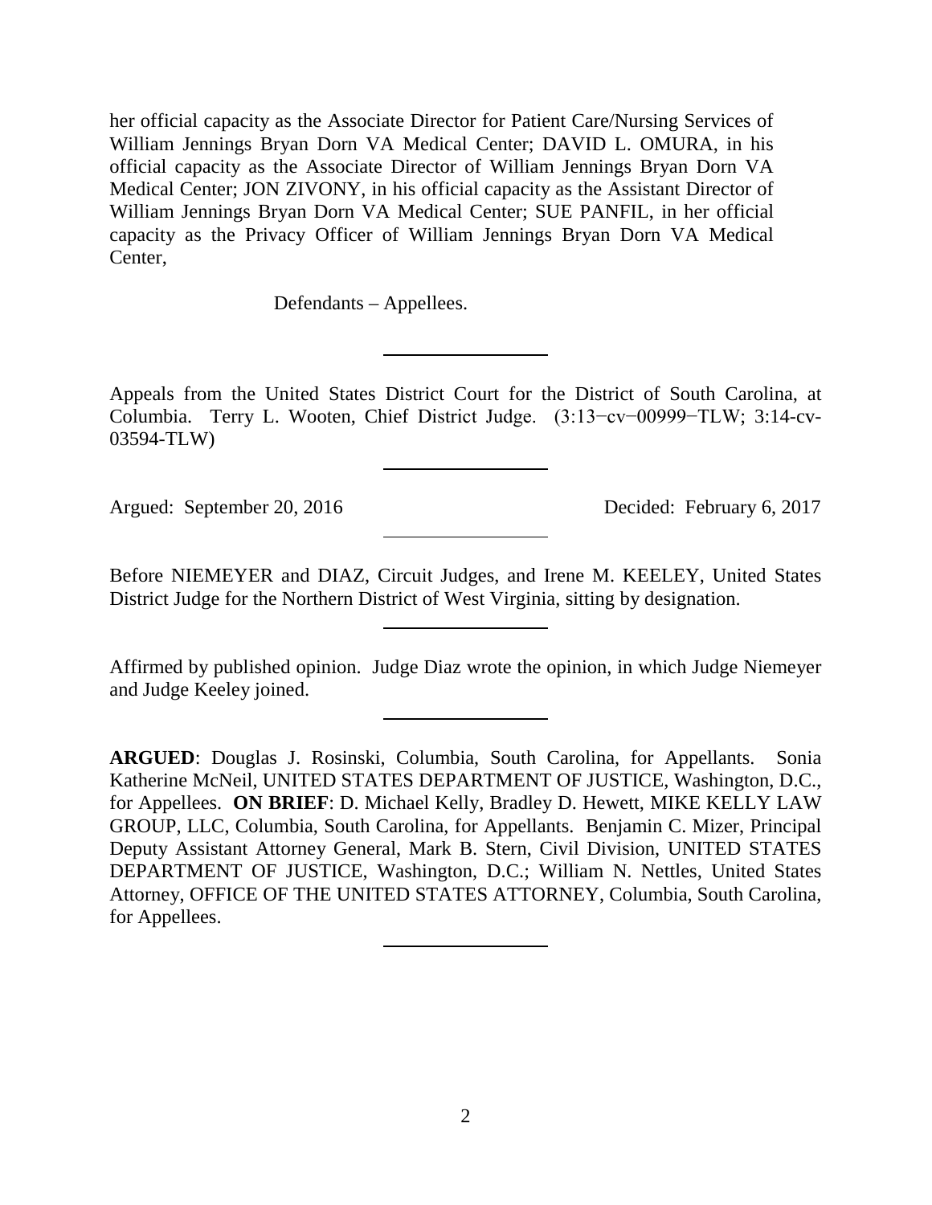her official capacity as the Associate Director for Patient Care/Nursing Services of William Jennings Bryan Dorn VA Medical Center; DAVID L. OMURA, in his official capacity as the Associate Director of William Jennings Bryan Dorn VA Medical Center; JON ZIVONY, in his official capacity as the Assistant Director of William Jennings Bryan Dorn VA Medical Center; SUE PANFIL, in her official capacity as the Privacy Officer of William Jennings Bryan Dorn VA Medical Center,

Defendants – Appellees.

---

Appeals from the United States District Court for the District of South Carolina, at Columbia. Terry L. Wooten, Chief District Judge. (3:13−cv−00999−TLW; 3:14-cv-03594-TLW)

---

Argued: September 20, 2016 Decided: February 6, 2017

---

Before NIEMEYER and DIAZ, Circuit Judges, and Irene M. KEELEY, United States District Judge for the Northern District of West Virginia, sitting by designation.

---

Affirmed by published opinion. Judge Diaz wrote the opinion, in which Judge Niemeyer and Judge Keeley joined.

---

**ARGUED**: Douglas J. Rosinski, Columbia, South Carolina, for Appellants. Sonia Katherine McNeil, UNITED STATES DEPARTMENT OF JUSTICE, Washington, D.C., for Appellees. **ON BRIEF**: D. Michael Kelly, Bradley D. Hewett, MIKE KELLY LAW GROUP, LLC, Columbia, South Carolina, for Appellants. Benjamin C. Mizer, Principal Deputy Assistant Attorney General, Mark B. Stern, Civil Division, UNITED STATES DEPARTMENT OF JUSTICE, Washington, D.C.; William N. Nettles, United States Attorney, OFFICE OF THE UNITED STATES ATTORNEY, Columbia, South Carolina, for Appellees.

---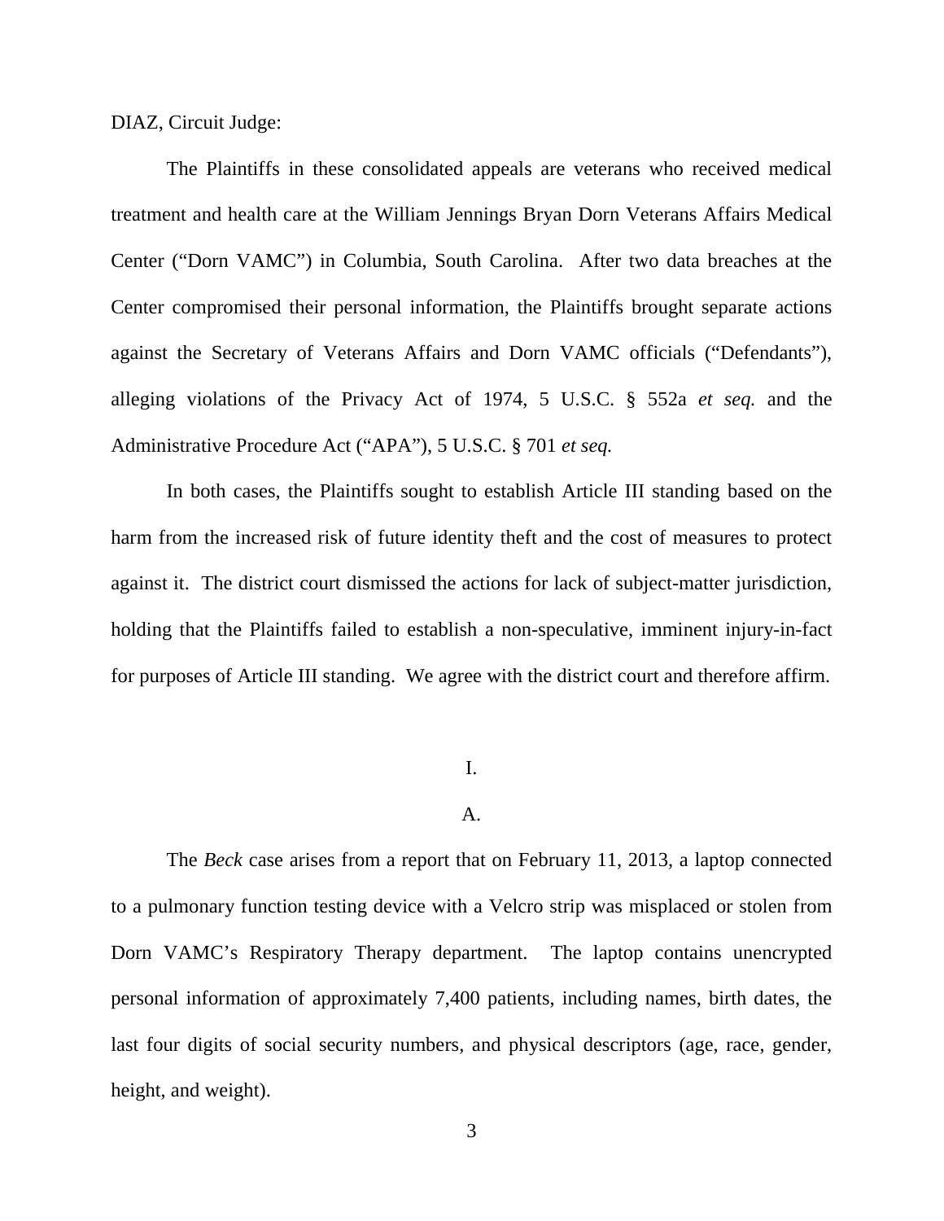DIAZ, Circuit Judge:

The Plaintiffs in these consolidated appeals are veterans who received medical treatment and health care at the William Jennings Bryan Dorn Veterans Affairs Medical Center ("Dorn VAMC") in Columbia, South Carolina. After two data breaches at the Center compromised their personal information, the Plaintiffs brought separate actions against the Secretary of Veterans Affairs and Dorn VAMC officials ("Defendants"), alleging violations of the Privacy Act of 1974, 5 U.S.C. § 552a *et seq.* and the Administrative Procedure Act ("APA"), 5 U.S.C. § 701 *et seq.*

In both cases, the Plaintiffs sought to establish Article III standing based on the harm from the increased risk of future identity theft and the cost of measures to protect against it. The district court dismissed the actions for lack of subject-matter jurisdiction, holding that the Plaintiffs failed to establish a non-speculative, imminent injury-in-fact for purposes of Article III standing. We agree with the district court and therefore affirm.

## I.

### A.

The *Beck* case arises from a report that on February 11, 2013, a laptop connected to a pulmonary function testing device with a Velcro strip was misplaced or stolen from Dorn VAMC's Respiratory Therapy department. The laptop contains unencrypted personal information of approximately 7,400 patients, including names, birth dates, the last four digits of social security numbers, and physical descriptors (age, race, gender, height, and weight).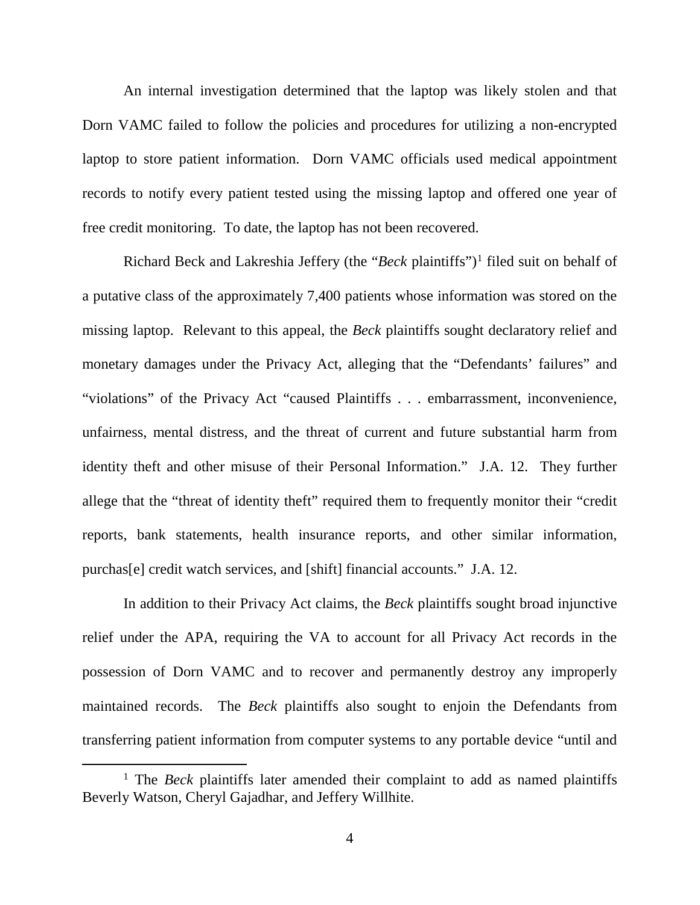An internal investigation determined that the laptop was likely stolen and that Dorn VAMC failed to follow the policies and procedures for utilizing a non-encrypted laptop to store patient information. Dorn VAMC officials used medical appointment records to notify every patient tested using the missing laptop and offered one year of free credit monitoring. To date, the laptop has not been recovered.

Richard Beck and Lakreshia Jeffery (the "*Beck* plaintiffs")[1] filed suit on behalf of a putative class of the approximately 7,400 patients whose information was stored on the missing laptop. Relevant to this appeal, the *Beck* plaintiffs sought declaratory relief and monetary damages under the Privacy Act, alleging that the "Defendants' failures" and "violations" of the Privacy Act "caused Plaintiffs . . . embarrassment, inconvenience, unfairness, mental distress, and the threat of current and future substantial harm from identity theft and other misuse of their Personal Information." J.A. 12. They further allege that the "threat of identity theft" required them to frequently monitor their "credit reports, bank statements, health insurance reports, and other similar information, purchas[e] credit watch services, and [shift] financial accounts." J.A. 12.

In addition to their Privacy Act claims, the *Beck* plaintiffs sought broad injunctive relief under the APA, requiring the VA to account for all Privacy Act records in the possession of Dorn VAMC and to recover and permanently destroy any improperly maintained records. The *Beck* plaintiffs also sought to enjoin the Defendants from transferring patient information from computer systems to any portable device "until and

[1] The *Beck* plaintiffs later amended their complaint to add as named plaintiffs Beverly Watson, Cheryl Gajadhar, and Jeffery Willhite.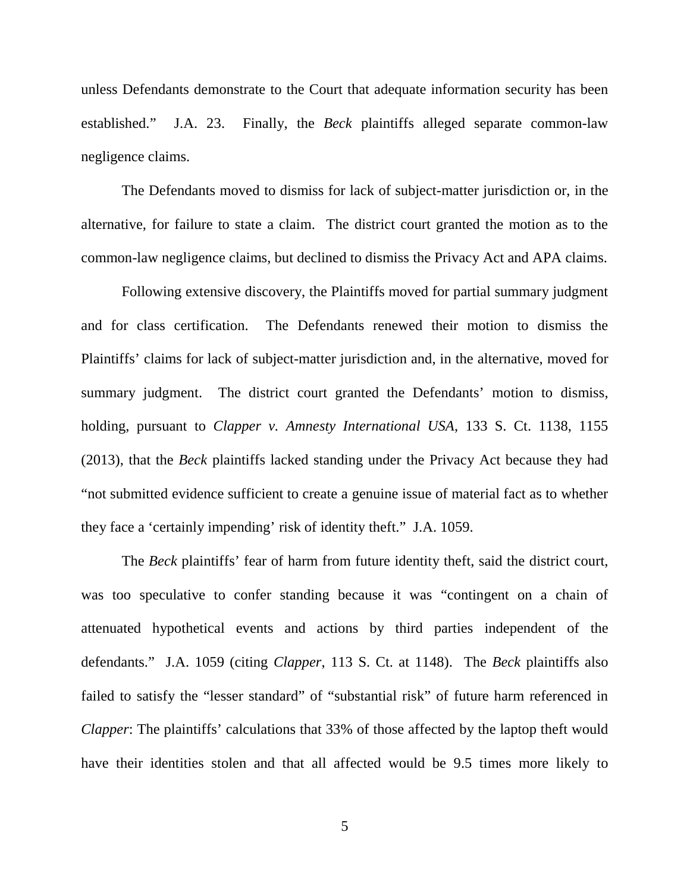unless Defendants demonstrate to the Court that adequate information security has been established." J.A. 23. Finally, the *Beck* plaintiffs alleged separate common-law negligence claims.

The Defendants moved to dismiss for lack of subject-matter jurisdiction or, in the alternative, for failure to state a claim. The district court granted the motion as to the common-law negligence claims, but declined to dismiss the Privacy Act and APA claims.

Following extensive discovery, the Plaintiffs moved for partial summary judgment and for class certification. The Defendants renewed their motion to dismiss the Plaintiffs' claims for lack of subject-matter jurisdiction and, in the alternative, moved for summary judgment. The district court granted the Defendants' motion to dismiss, holding, pursuant to *Clapper v. Amnesty International USA*, 133 S. Ct. 1138, 1155 (2013), that the *Beck* plaintiffs lacked standing under the Privacy Act because they had "not submitted evidence sufficient to create a genuine issue of material fact as to whether they face a 'certainly impending' risk of identity theft." J.A. 1059.

The *Beck* plaintiffs' fear of harm from future identity theft, said the district court, was too speculative to confer standing because it was "contingent on a chain of attenuated hypothetical events and actions by third parties independent of the defendants." J.A. 1059 (citing *Clapper*, 113 S. Ct. at 1148). The *Beck* plaintiffs also failed to satisfy the "lesser standard" of "substantial risk" of future harm referenced in *Clapper*: The plaintiffs' calculations that 33% of those affected by the laptop theft would have their identities stolen and that all affected would be 9.5 times more likely to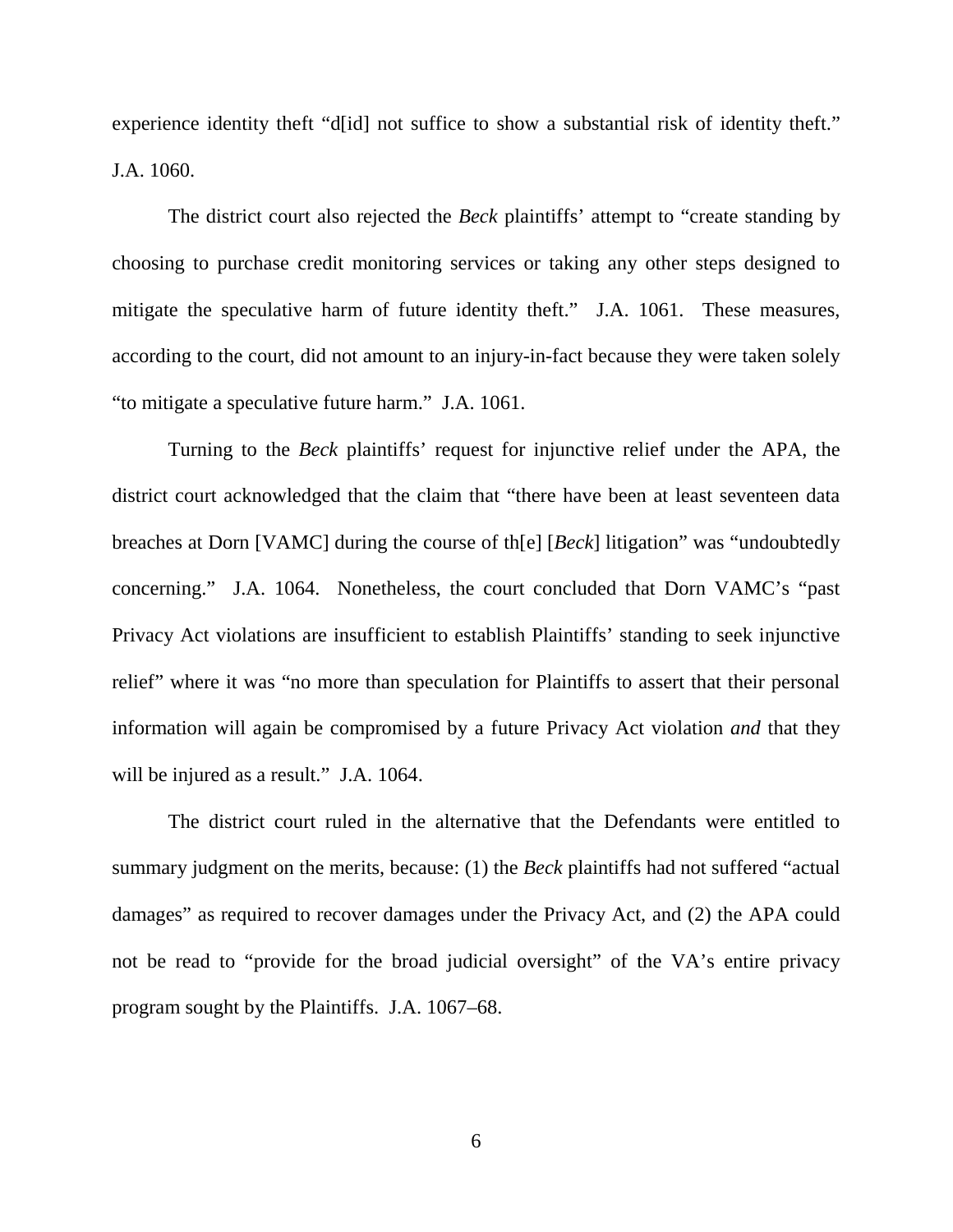experience identity theft "d[id] not suffice to show a substantial risk of identity theft." J.A. 1060.

The district court also rejected the *Beck* plaintiffs' attempt to "create standing by choosing to purchase credit monitoring services or taking any other steps designed to mitigate the speculative harm of future identity theft." J.A. 1061. These measures, according to the court, did not amount to an injury-in-fact because they were taken solely "to mitigate a speculative future harm." J.A. 1061.

Turning to the *Beck* plaintiffs' request for injunctive relief under the APA, the district court acknowledged that the claim that "there have been at least seventeen data breaches at Dorn [VAMC] during the course of th[e] [*Beck*] litigation" was "undoubtedly concerning." J.A. 1064. Nonetheless, the court concluded that Dorn VAMC's "past Privacy Act violations are insufficient to establish Plaintiffs' standing to seek injunctive relief" where it was "no more than speculation for Plaintiffs to assert that their personal information will again be compromised by a future Privacy Act violation *and* that they will be injured as a result." J.A. 1064.

The district court ruled in the alternative that the Defendants were entitled to summary judgment on the merits, because: (1) the *Beck* plaintiffs had not suffered "actual damages" as required to recover damages under the Privacy Act, and (2) the APA could not be read to "provide for the broad judicial oversight" of the VA's entire privacy program sought by the Plaintiffs. J.A. 1067–68.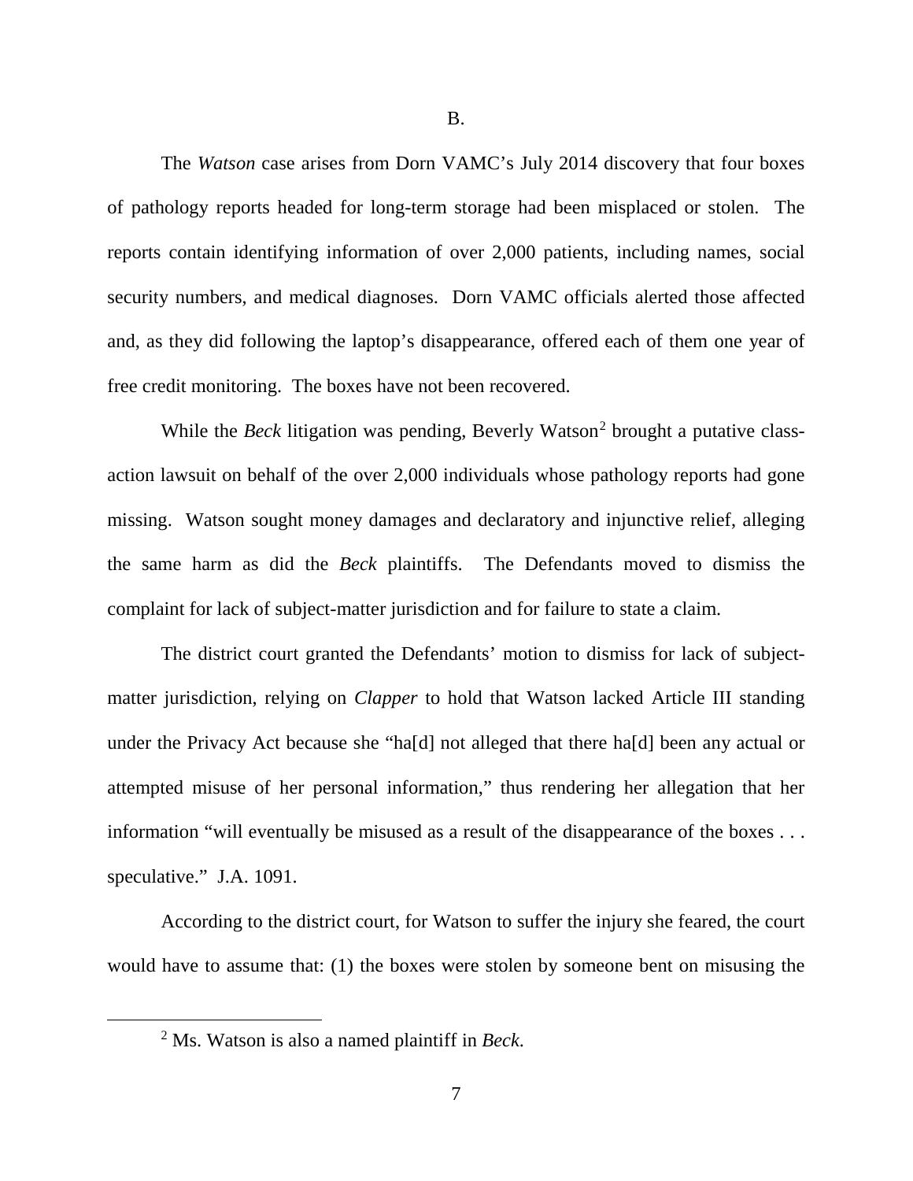### B.

The *Watson* case arises from Dorn VAMC's July 2014 discovery that four boxes of pathology reports headed for long-term storage had been misplaced or stolen. The reports contain identifying information of over 2,000 patients, including names, social security numbers, and medical diagnoses. Dorn VAMC officials alerted those affected and, as they did following the laptop's disappearance, offered each of them one year of free credit monitoring. The boxes have not been recovered.

While the *Beck* litigation was pending, Beverly Watson[2] brought a putative class-action lawsuit on behalf of the over 2,000 individuals whose pathology reports had gone missing. Watson sought money damages and declaratory and injunctive relief, alleging the same harm as did the *Beck* plaintiffs. The Defendants moved to dismiss the complaint for lack of subject-matter jurisdiction and for failure to state a claim.

The district court granted the Defendants' motion to dismiss for lack of subject-matter jurisdiction, relying on *Clapper* to hold that Watson lacked Article III standing under the Privacy Act because she "ha[d] not alleged that there ha[d] been any actual or attempted misuse of her personal information," thus rendering her allegation that her information "will eventually be misused as a result of the disappearance of the boxes . . . speculative." J.A. 1091.

According to the district court, for Watson to suffer the injury she feared, the court would have to assume that: (1) the boxes were stolen by someone bent on misusing the

[2] Ms. Watson is also a named plaintiff in *Beck*.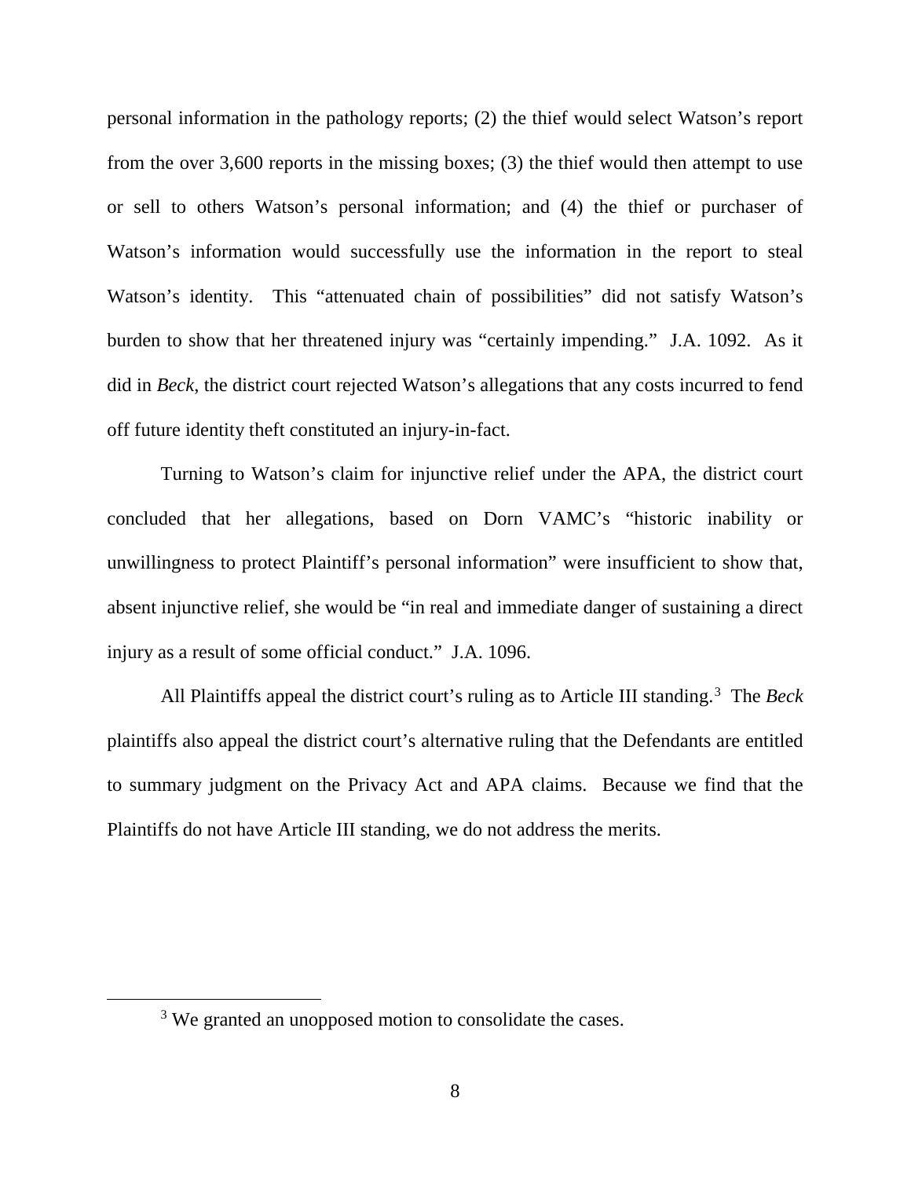personal information in the pathology reports; (2) the thief would select Watson's report from the over 3,600 reports in the missing boxes; (3) the thief would then attempt to use or sell to others Watson's personal information; and (4) the thief or purchaser of Watson's information would successfully use the information in the report to steal Watson's identity. This "attenuated chain of possibilities" did not satisfy Watson's burden to show that her threatened injury was "certainly impending." J.A. 1092. As it did in *Beck*, the district court rejected Watson's allegations that any costs incurred to fend off future identity theft constituted an injury-in-fact.

Turning to Watson's claim for injunctive relief under the APA, the district court concluded that her allegations, based on Dorn VAMC's "historic inability or unwillingness to protect Plaintiff's personal information" were insufficient to show that, absent injunctive relief, she would be "in real and immediate danger of sustaining a direct injury as a result of some official conduct." J.A. 1096.

All Plaintiffs appeal the district court's ruling as to Article III standing.[3] The *Beck* plaintiffs also appeal the district court's alternative ruling that the Defendants are entitled to summary judgment on the Privacy Act and APA claims. Because we find that the Plaintiffs do not have Article III standing, we do not address the merits.

[3] We granted an unopposed motion to consolidate the cases.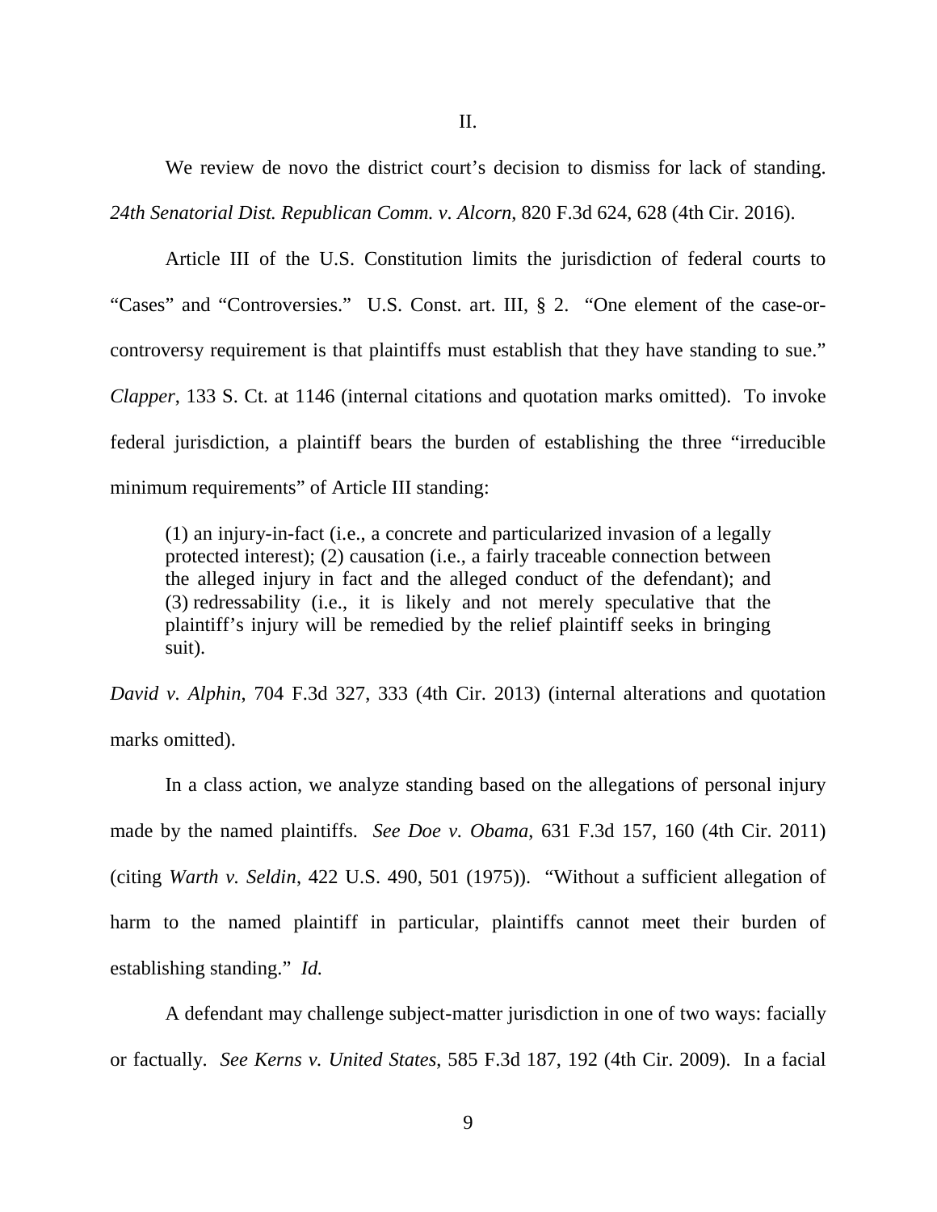## II.

We review de novo the district court's decision to dismiss for lack of standing. *24th Senatorial Dist. Republican Comm. v. Alcorn*, 820 F.3d 624, 628 (4th Cir. 2016).

Article III of the U.S. Constitution limits the jurisdiction of federal courts to "Cases" and "Controversies." U.S. Const. art. III, § 2. "One element of the case-or-controversy requirement is that plaintiffs must establish that they have standing to sue." *Clapper*, 133 S. Ct. at 1146 (internal citations and quotation marks omitted). To invoke federal jurisdiction, a plaintiff bears the burden of establishing the three "irreducible minimum requirements" of Article III standing:

> (1) an injury-in-fact (i.e., a concrete and particularized invasion of a legally protected interest); (2) causation (i.e., a fairly traceable connection between the alleged injury in fact and the alleged conduct of the defendant); and (3) redressability (i.e., it is likely and not merely speculative that the plaintiff's injury will be remedied by the relief plaintiff seeks in bringing suit).

*David v. Alphin*, 704 F.3d 327, 333 (4th Cir. 2013) (internal alterations and quotation marks omitted).

In a class action, we analyze standing based on the allegations of personal injury made by the named plaintiffs. *See Doe v. Obama*, 631 F.3d 157, 160 (4th Cir. 2011) (citing *Warth v. Seldin*, 422 U.S. 490, 501 (1975)). "Without a sufficient allegation of harm to the named plaintiff in particular, plaintiffs cannot meet their burden of establishing standing." *Id.*

A defendant may challenge subject-matter jurisdiction in one of two ways: facially or factually. *See Kerns v. United States*, 585 F.3d 187, 192 (4th Cir. 2009). In a facial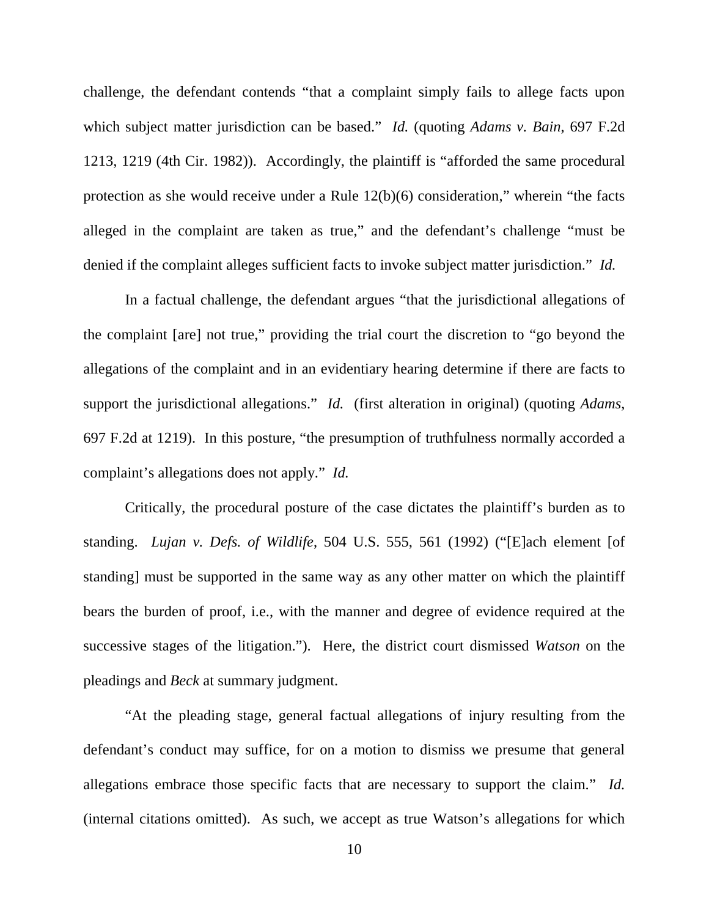challenge, the defendant contends "that a complaint simply fails to allege facts upon which subject matter jurisdiction can be based." *Id.* (quoting *Adams v. Bain*, 697 F.2d 1213, 1219 (4th Cir. 1982)). Accordingly, the plaintiff is "afforded the same procedural protection as she would receive under a Rule 12(b)(6) consideration," wherein "the facts alleged in the complaint are taken as true," and the defendant's challenge "must be denied if the complaint alleges sufficient facts to invoke subject matter jurisdiction." *Id.*

In a factual challenge, the defendant argues "that the jurisdictional allegations of the complaint [are] not true," providing the trial court the discretion to "go beyond the allegations of the complaint and in an evidentiary hearing determine if there are facts to support the jurisdictional allegations." *Id.* (first alteration in original) (quoting *Adams*, 697 F.2d at 1219). In this posture, "the presumption of truthfulness normally accorded a complaint's allegations does not apply." *Id.*

Critically, the procedural posture of the case dictates the plaintiff's burden as to standing. *Lujan v. Defs. of Wildlife*, 504 U.S. 555, 561 (1992) ("[E]ach element [of standing] must be supported in the same way as any other matter on which the plaintiff bears the burden of proof, i.e., with the manner and degree of evidence required at the successive stages of the litigation."). Here, the district court dismissed *Watson* on the pleadings and *Beck* at summary judgment.

"At the pleading stage, general factual allegations of injury resulting from the defendant's conduct may suffice, for on a motion to dismiss we presume that general allegations embrace those specific facts that are necessary to support the claim." *Id.* (internal citations omitted). As such, we accept as true Watson's allegations for which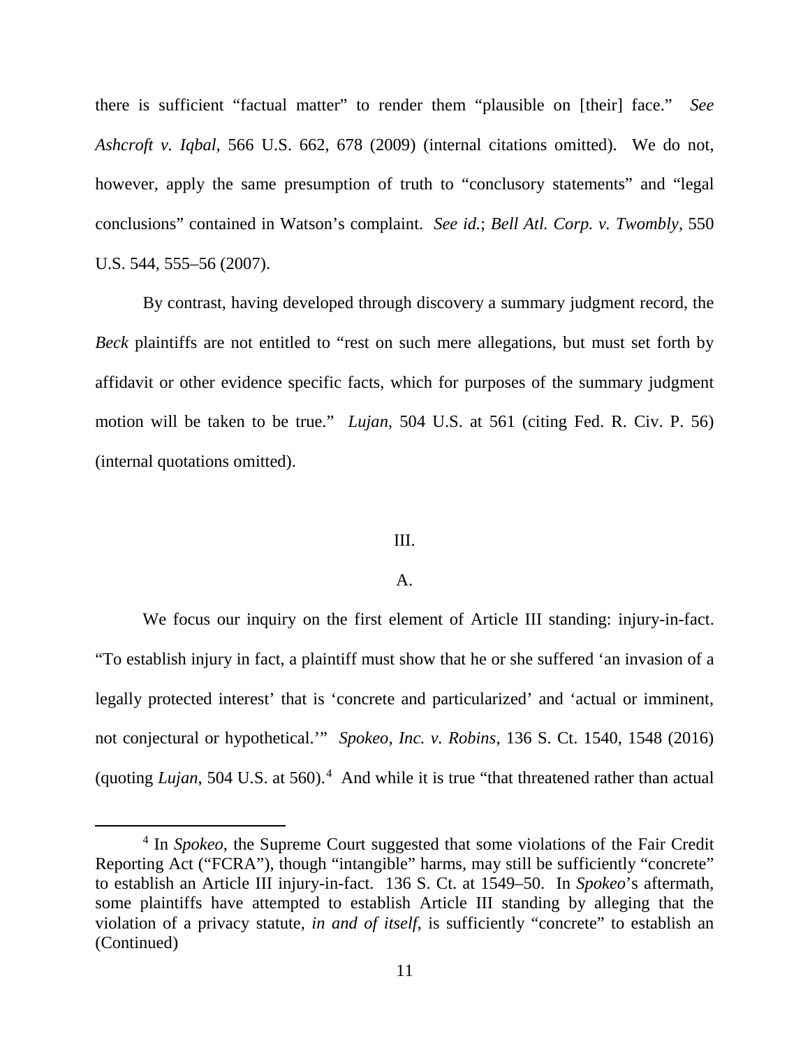there is sufficient "factual matter" to render them "plausible on [their] face." *See Ashcroft v. Iqbal*, 566 U.S. 662, 678 (2009) (internal citations omitted). We do not, however, apply the same presumption of truth to "conclusory statements" and "legal conclusions" contained in Watson's complaint. *See id.*; *Bell Atl. Corp. v. Twombly*, 550 U.S. 544, 555–56 (2007).

By contrast, having developed through discovery a summary judgment record, the *Beck* plaintiffs are not entitled to "rest on such mere allegations, but must set forth by affidavit or other evidence specific facts, which for purposes of the summary judgment motion will be taken to be true." *Lujan*, 504 U.S. at 561 (citing Fed. R. Civ. P. 56) (internal quotations omitted).

## III.

### A.

We focus our inquiry on the first element of Article III standing: injury-in-fact. "To establish injury in fact, a plaintiff must show that he or she suffered 'an invasion of a legally protected interest' that is 'concrete and particularized' and 'actual or imminent, not conjectural or hypothetical.'" *Spokeo, Inc. v. Robins*, 136 S. Ct. 1540, 1548 (2016) (quoting *Lujan*, 504 U.S. at 560).[4] And while it is true "that threatened rather than actual

[4] In *Spokeo*, the Supreme Court suggested that some violations of the Fair Credit Reporting Act ("FCRA"), though "intangible" harms, may still be sufficiently "concrete" to establish an Article III injury-in-fact. 136 S. Ct. at 1549–50. In *Spokeo*'s aftermath, some plaintiffs have attempted to establish Article III standing by alleging that the violation of a privacy statute, *in and of itself*, is sufficiently "concrete" to establish an (Continued)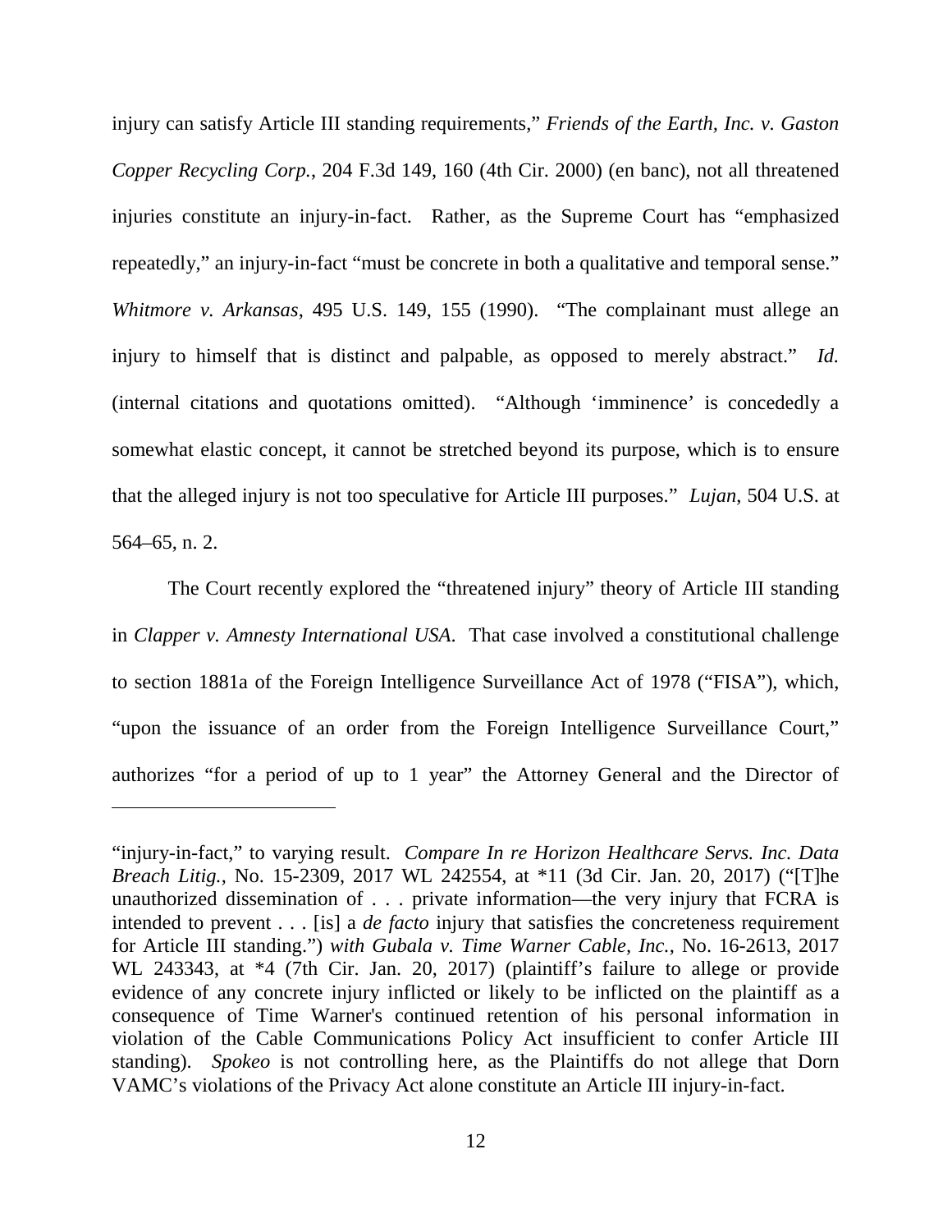injury can satisfy Article III standing requirements," *Friends of the Earth, Inc. v. Gaston Copper Recycling Corp.*, 204 F.3d 149, 160 (4th Cir. 2000) (en banc), not all threatened injuries constitute an injury-in-fact. Rather, as the Supreme Court has "emphasized repeatedly," an injury-in-fact "must be concrete in both a qualitative and temporal sense." *Whitmore v. Arkansas*, 495 U.S. 149, 155 (1990). "The complainant must allege an injury to himself that is distinct and palpable, as opposed to merely abstract." *Id.* (internal citations and quotations omitted). "Although 'imminence' is concededly a somewhat elastic concept, it cannot be stretched beyond its purpose, which is to ensure that the alleged injury is not too speculative for Article III purposes." *Lujan*, 504 U.S. at 564–65, n. 2.

The Court recently explored the "threatened injury" theory of Article III standing in *Clapper v. Amnesty International USA*. That case involved a constitutional challenge to section 1881a of the Foreign Intelligence Surveillance Act of 1978 ("FISA"), which, "upon the issuance of an order from the Foreign Intelligence Surveillance Court," authorizes "for a period of up to 1 year" the Attorney General and the Director of

---

"injury-in-fact," to varying result. *Compare In re Horizon Healthcare Servs. Inc. Data Breach Litig.*, No. 15-2309, 2017 WL 242554, at *11 (3d Cir. Jan. 20, 2017) ("[T]he unauthorized dissemination of . . . private information—the very injury that FCRA is intended to prevent . . . [is] a *de facto* injury that satisfies the concreteness requirement for Article III standing.") *with Gubala v. Time Warner Cable, Inc.*, No. 16-2613, 2017 WL 243343, at *4 (7th Cir. Jan. 20, 2017) (plaintiff's failure to allege or provide evidence of any concrete injury inflicted or likely to be inflicted on the plaintiff as a consequence of Time Warner's continued retention of his personal information in violation of the Cable Communications Policy Act insufficient to confer Article III standing). *Spokeo* is not controlling here, as the Plaintiffs do not allege that Dorn VAMC's violations of the Privacy Act alone constitute an Article III injury-in-fact.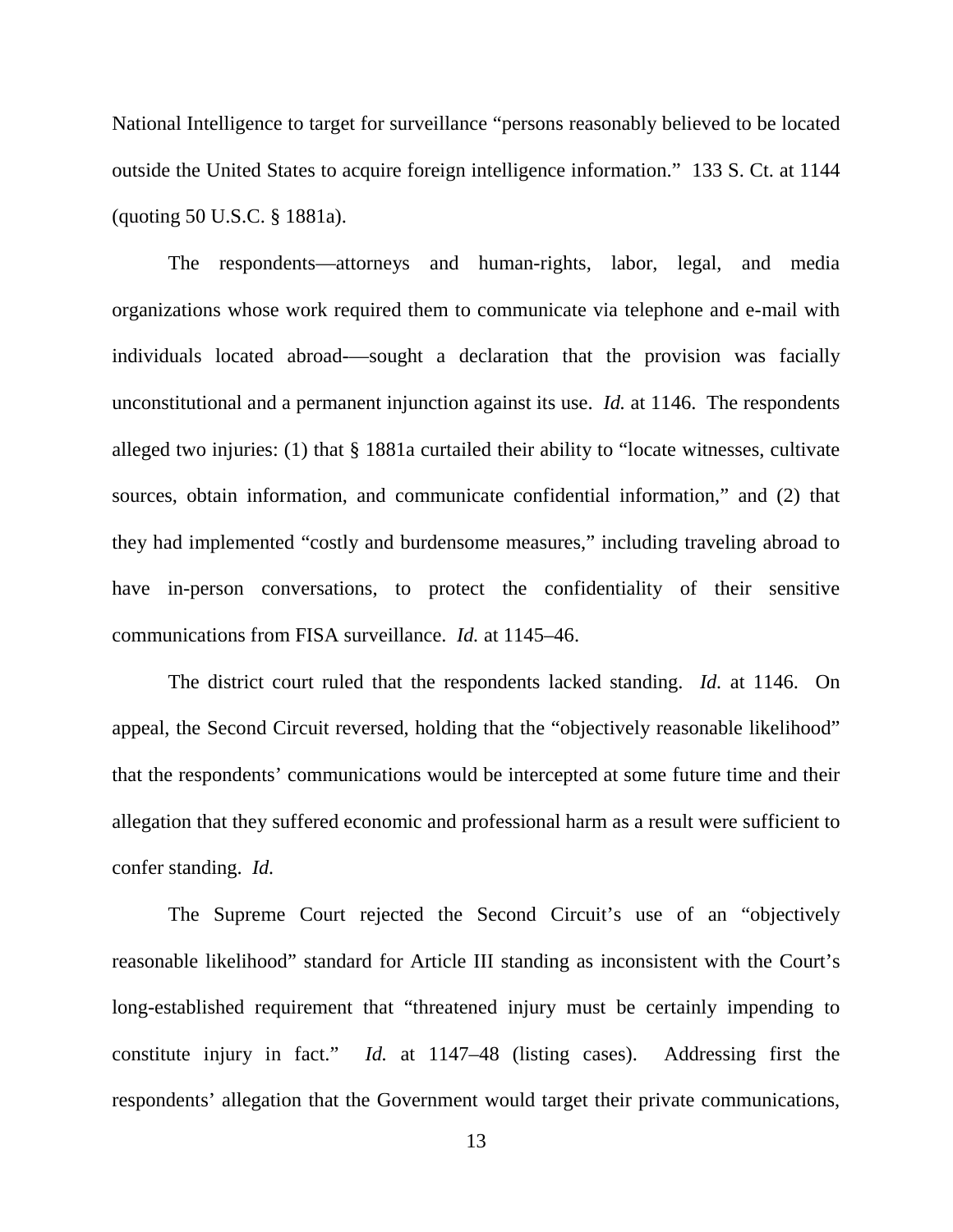National Intelligence to target for surveillance "persons reasonably believed to be located outside the United States to acquire foreign intelligence information." 133 S. Ct. at 1144 (quoting 50 U.S.C. § 1881a).

The respondents—attorneys and human-rights, labor, legal, and media organizations whose work required them to communicate via telephone and e-mail with individuals located abroad-—sought a declaration that the provision was facially unconstitutional and a permanent injunction against its use. *Id.* at 1146. The respondents alleged two injuries: (1) that § 1881a curtailed their ability to "locate witnesses, cultivate sources, obtain information, and communicate confidential information," and (2) that they had implemented "costly and burdensome measures," including traveling abroad to have in-person conversations, to protect the confidentiality of their sensitive communications from FISA surveillance. *Id.* at 1145–46.

The district court ruled that the respondents lacked standing. *Id.* at 1146. On appeal, the Second Circuit reversed, holding that the "objectively reasonable likelihood" that the respondents' communications would be intercepted at some future time and their allegation that they suffered economic and professional harm as a result were sufficient to confer standing. *Id.*

The Supreme Court rejected the Second Circuit's use of an "objectively reasonable likelihood" standard for Article III standing as inconsistent with the Court's long-established requirement that "threatened injury must be certainly impending to constitute injury in fact." *Id.* at 1147–48 (listing cases). Addressing first the respondents' allegation that the Government would target their private communications,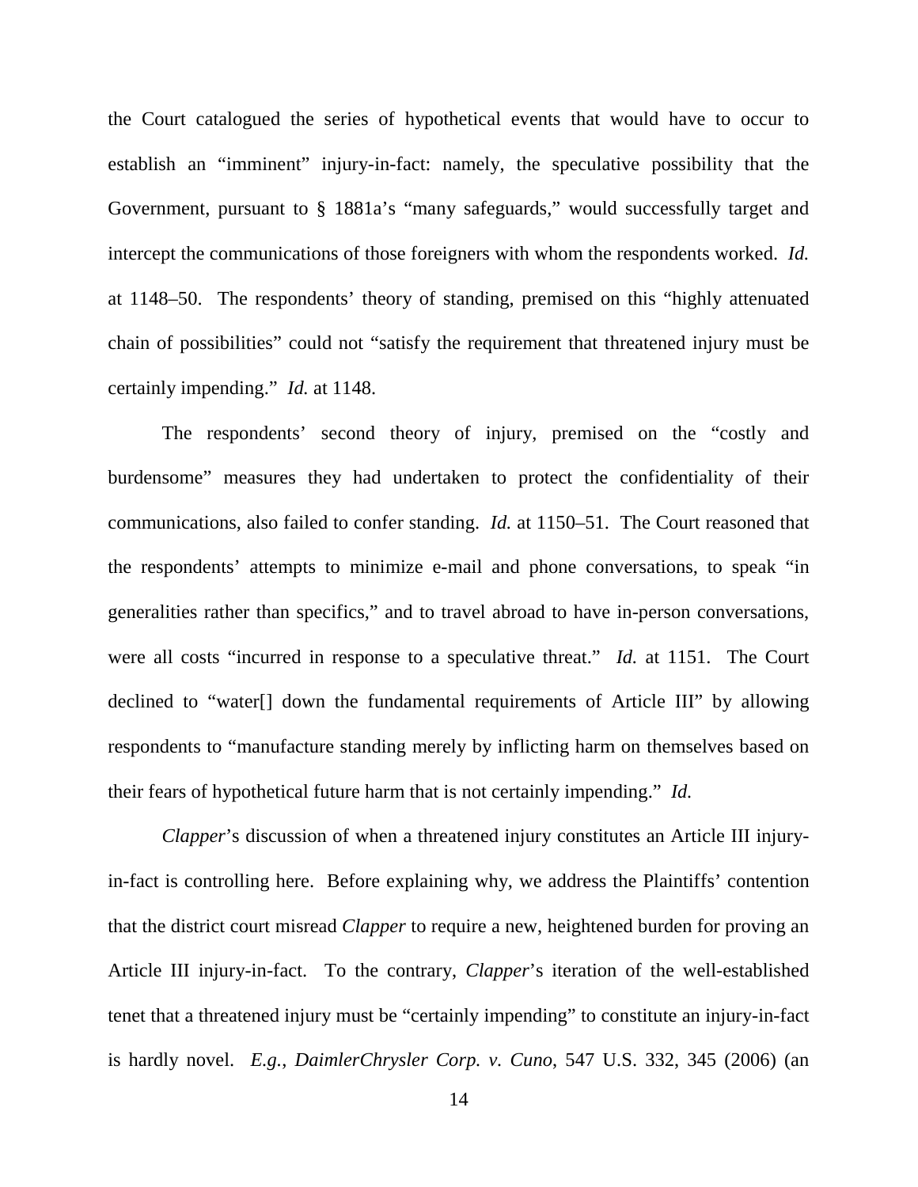the Court catalogued the series of hypothetical events that would have to occur to establish an "imminent" injury-in-fact: namely, the speculative possibility that the Government, pursuant to § 1881a's "many safeguards," would successfully target and intercept the communications of those foreigners with whom the respondents worked. *Id.* at 1148–50. The respondents' theory of standing, premised on this "highly attenuated chain of possibilities" could not "satisfy the requirement that threatened injury must be certainly impending." *Id.* at 1148.

The respondents' second theory of injury, premised on the "costly and burdensome" measures they had undertaken to protect the confidentiality of their communications, also failed to confer standing. *Id.* at 1150–51. The Court reasoned that the respondents' attempts to minimize e-mail and phone conversations, to speak "in generalities rather than specifics," and to travel abroad to have in-person conversations, were all costs "incurred in response to a speculative threat." *Id.* at 1151. The Court declined to "water[] down the fundamental requirements of Article III" by allowing respondents to "manufacture standing merely by inflicting harm on themselves based on their fears of hypothetical future harm that is not certainly impending." *Id.*

*Clapper*'s discussion of when a threatened injury constitutes an Article III injury-in-fact is controlling here. Before explaining why, we address the Plaintiffs' contention that the district court misread *Clapper* to require a new, heightened burden for proving an Article III injury-in-fact. To the contrary, *Clapper*'s iteration of the well-established tenet that a threatened injury must be "certainly impending" to constitute an injury-in-fact is hardly novel. *E.g.*, *DaimlerChrysler Corp. v. Cuno*, 547 U.S. 332, 345 (2006) (an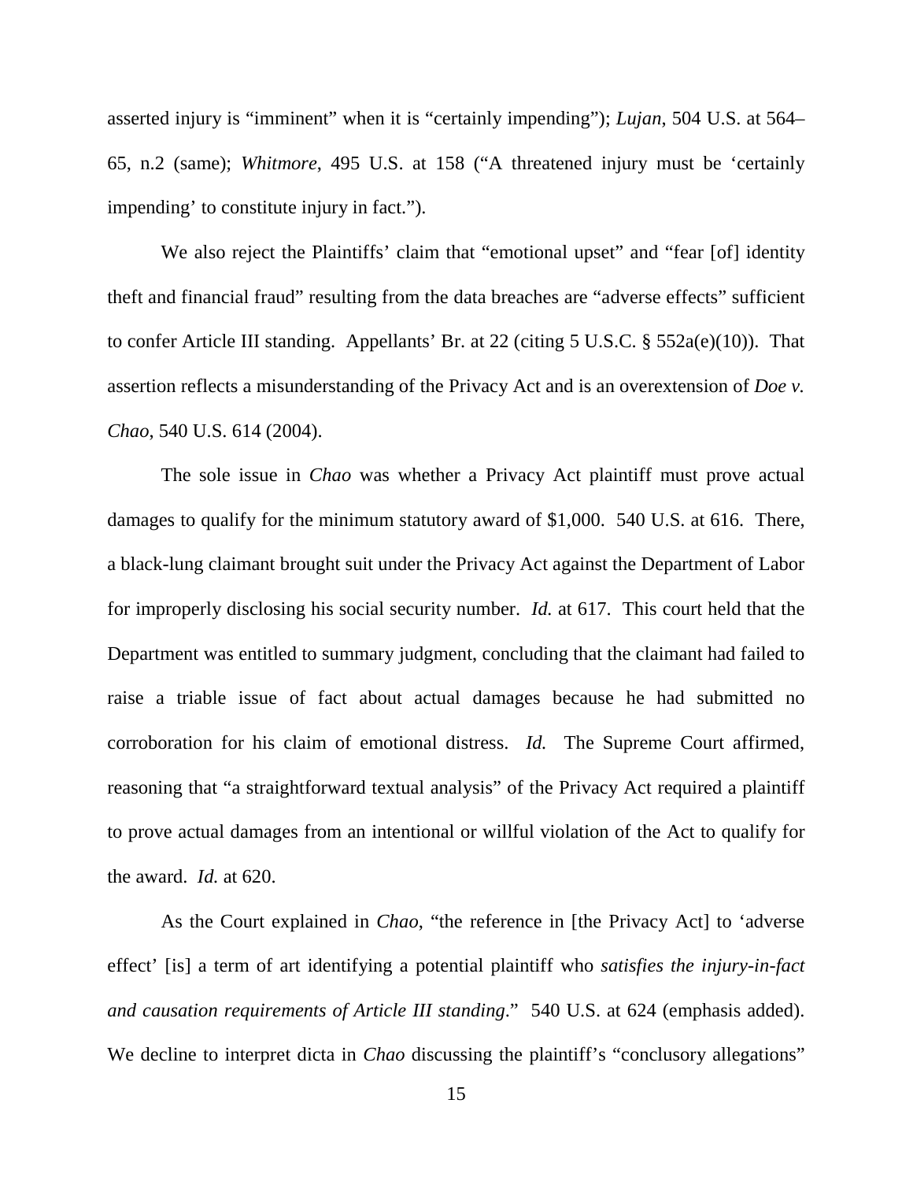asserted injury is "imminent" when it is "certainly impending"); *Lujan*, 504 U.S. at 564–65, n.2 (same); *Whitmore*, 495 U.S. at 158 ("A threatened injury must be 'certainly impending' to constitute injury in fact.").

We also reject the Plaintiffs' claim that "emotional upset" and "fear [of] identity theft and financial fraud" resulting from the data breaches are "adverse effects" sufficient to confer Article III standing. Appellants' Br. at 22 (citing 5 U.S.C. § 552a(e)(10)). That assertion reflects a misunderstanding of the Privacy Act and is an overextension of *Doe v. Chao*, 540 U.S. 614 (2004).

The sole issue in *Chao* was whether a Privacy Act plaintiff must prove actual damages to qualify for the minimum statutory award of $1,000. 540 U.S. at 616. There, a black-lung claimant brought suit under the Privacy Act against the Department of Labor for improperly disclosing his social security number. *Id.* at 617. This court held that the Department was entitled to summary judgment, concluding that the claimant had failed to raise a triable issue of fact about actual damages because he had submitted no corroboration for his claim of emotional distress. *Id.* The Supreme Court affirmed, reasoning that "a straightforward textual analysis" of the Privacy Act required a plaintiff to prove actual damages from an intentional or willful violation of the Act to qualify for the award. *Id.* at 620.

As the Court explained in *Chao*, "the reference in [the Privacy Act] to 'adverse effect' [is] a term of art identifying a potential plaintiff who *satisfies the injury-in-fact and causation requirements of Article III standing*." 540 U.S. at 624 (emphasis added). We decline to interpret dicta in *Chao* discussing the plaintiff's "conclusory allegations"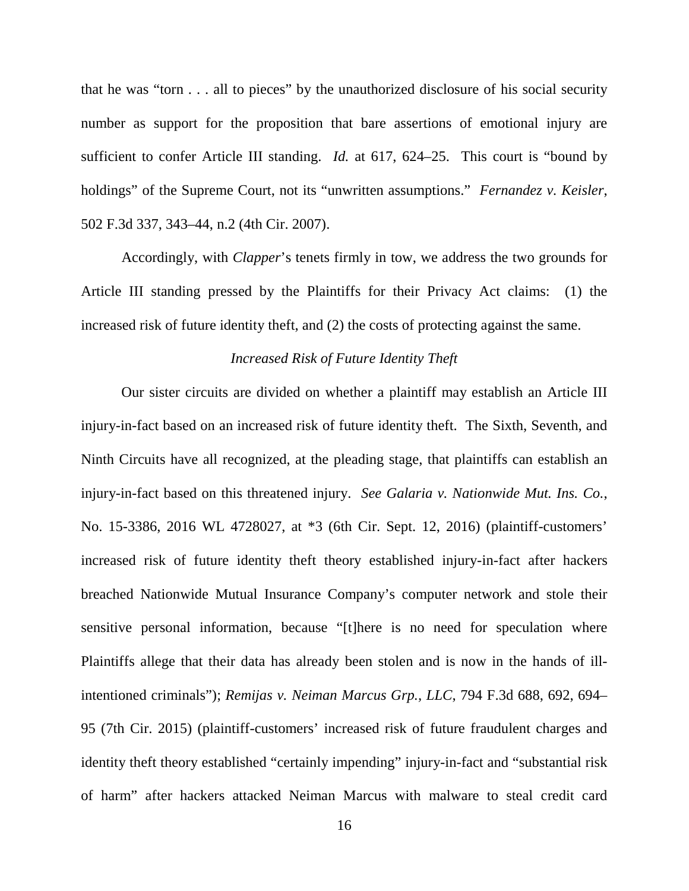that he was "torn . . . all to pieces" by the unauthorized disclosure of his social security number as support for the proposition that bare assertions of emotional injury are sufficient to confer Article III standing. *Id.* at 617, 624–25. This court is "bound by holdings" of the Supreme Court, not its "unwritten assumptions." *Fernandez v. Keisler*, 502 F.3d 337, 343–44, n.2 (4th Cir. 2007).

Accordingly, with *Clapper*'s tenets firmly in tow, we address the two grounds for Article III standing pressed by the Plaintiffs for their Privacy Act claims: (1) the increased risk of future identity theft, and (2) the costs of protecting against the same.

*Increased Risk of Future Identity Theft*

Our sister circuits are divided on whether a plaintiff may establish an Article III injury-in-fact based on an increased risk of future identity theft. The Sixth, Seventh, and Ninth Circuits have all recognized, at the pleading stage, that plaintiffs can establish an injury-in-fact based on this threatened injury. *See Galaria v. Nationwide Mut. Ins. Co.*, No. 15-3386, 2016 WL 4728027, at *3 (6th Cir. Sept. 12, 2016) (plaintiff-customers' increased risk of future identity theft theory established injury-in-fact after hackers breached Nationwide Mutual Insurance Company's computer network and stole their sensitive personal information, because "[t]here is no need for speculation where Plaintiffs allege that their data has already been stolen and is now in the hands of ill-intentioned criminals"); *Remijas v. Neiman Marcus Grp., LLC*, 794 F.3d 688, 692, 694–95 (7th Cir. 2015) (plaintiff-customers' increased risk of future fraudulent charges and identity theft theory established "certainly impending" injury-in-fact and "substantial risk of harm" after hackers attacked Neiman Marcus with malware to steal credit card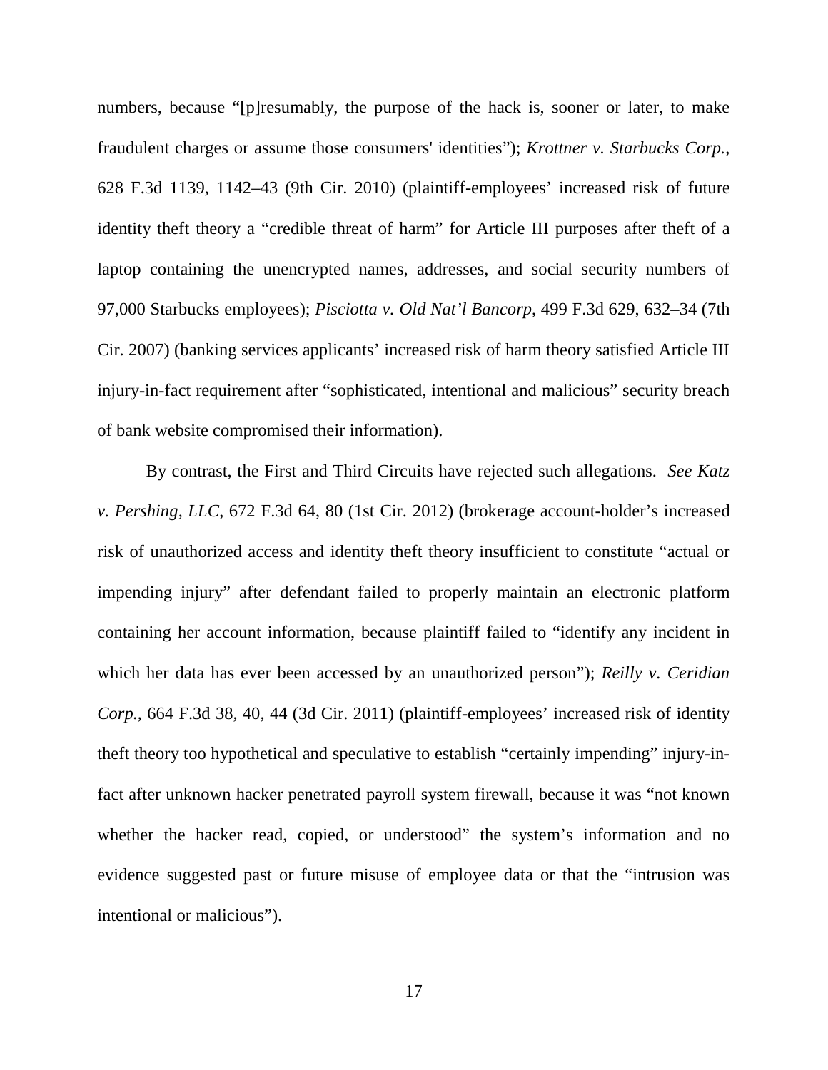numbers, because "[p]resumably, the purpose of the hack is, sooner or later, to make fraudulent charges or assume those consumers' identities"); *Krottner v. Starbucks Corp.*, 628 F.3d 1139, 1142–43 (9th Cir. 2010) (plaintiff-employees' increased risk of future identity theft theory a "credible threat of harm" for Article III purposes after theft of a laptop containing the unencrypted names, addresses, and social security numbers of 97,000 Starbucks employees); *Pisciotta v. Old Nat'l Bancorp*, 499 F.3d 629, 632–34 (7th Cir. 2007) (banking services applicants' increased risk of harm theory satisfied Article III injury-in-fact requirement after "sophisticated, intentional and malicious" security breach of bank website compromised their information).

By contrast, the First and Third Circuits have rejected such allegations. *See Katz v. Pershing, LLC*, 672 F.3d 64, 80 (1st Cir. 2012) (brokerage account-holder's increased risk of unauthorized access and identity theft theory insufficient to constitute "actual or impending injury" after defendant failed to properly maintain an electronic platform containing her account information, because plaintiff failed to "identify any incident in which her data has ever been accessed by an unauthorized person"); *Reilly v. Ceridian Corp.*, 664 F.3d 38, 40, 44 (3d Cir. 2011) (plaintiff-employees' increased risk of identity theft theory too hypothetical and speculative to establish "certainly impending" injury-in-fact after unknown hacker penetrated payroll system firewall, because it was "not known whether the hacker read, copied, or understood" the system's information and no evidence suggested past or future misuse of employee data or that the "intrusion was intentional or malicious").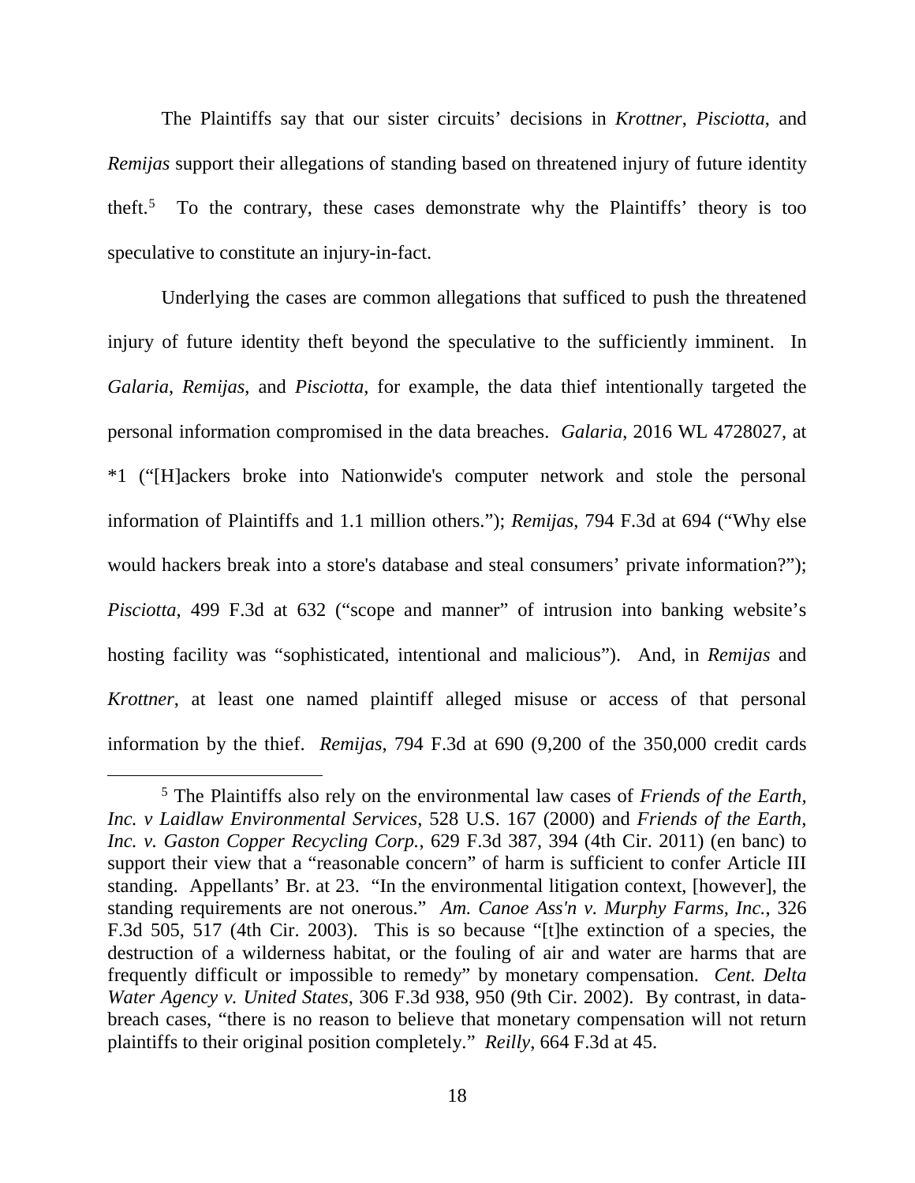The Plaintiffs say that our sister circuits' decisions in *Krottner*, *Pisciotta*, and *Remijas* support their allegations of standing based on threatened injury of future identity theft.[5] To the contrary, these cases demonstrate why the Plaintiffs' theory is too speculative to constitute an injury-in-fact.

Underlying the cases are common allegations that sufficed to push the threatened injury of future identity theft beyond the speculative to the sufficiently imminent. In *Galaria*, *Remijas*, and *Pisciotta*, for example, the data thief intentionally targeted the personal information compromised in the data breaches. *Galaria*, 2016 WL 4728027, at *1 ("[H]ackers broke into Nationwide's computer network and stole the personal information of Plaintiffs and 1.1 million others."); *Remijas*, 794 F.3d at 694 ("Why else would hackers break into a store's database and steal consumers' private information?"); *Pisciotta*, 499 F.3d at 632 ("scope and manner" of intrusion into banking website's hosting facility was "sophisticated, intentional and malicious"). And, in *Remijas* and *Krottner*, at least one named plaintiff alleged misuse or access of that personal information by the thief. *Remijas*, 794 F.3d at 690 (9,200 of the 350,000 credit cards

---

[5] The Plaintiffs also rely on the environmental law cases of *Friends of the Earth, Inc. v Laidlaw Environmental Services*, 528 U.S. 167 (2000) and *Friends of the Earth, Inc. v. Gaston Copper Recycling Corp.*, 629 F.3d 387, 394 (4th Cir. 2011) (en banc) to support their view that a "reasonable concern" of harm is sufficient to confer Article III standing. Appellants' Br. at 23. "In the environmental litigation context, [however], the standing requirements are not onerous." *Am. Canoe Ass'n v. Murphy Farms, Inc.*, 326 F.3d 505, 517 (4th Cir. 2003). This is so because "[t]he extinction of a species, the destruction of a wilderness habitat, or the fouling of air and water are harms that are frequently difficult or impossible to remedy" by monetary compensation. *Cent. Delta Water Agency v. United States*, 306 F.3d 938, 950 (9th Cir. 2002). By contrast, in data-breach cases, "there is no reason to believe that monetary compensation will not return plaintiffs to their original position completely." *Reilly*, 664 F.3d at 45.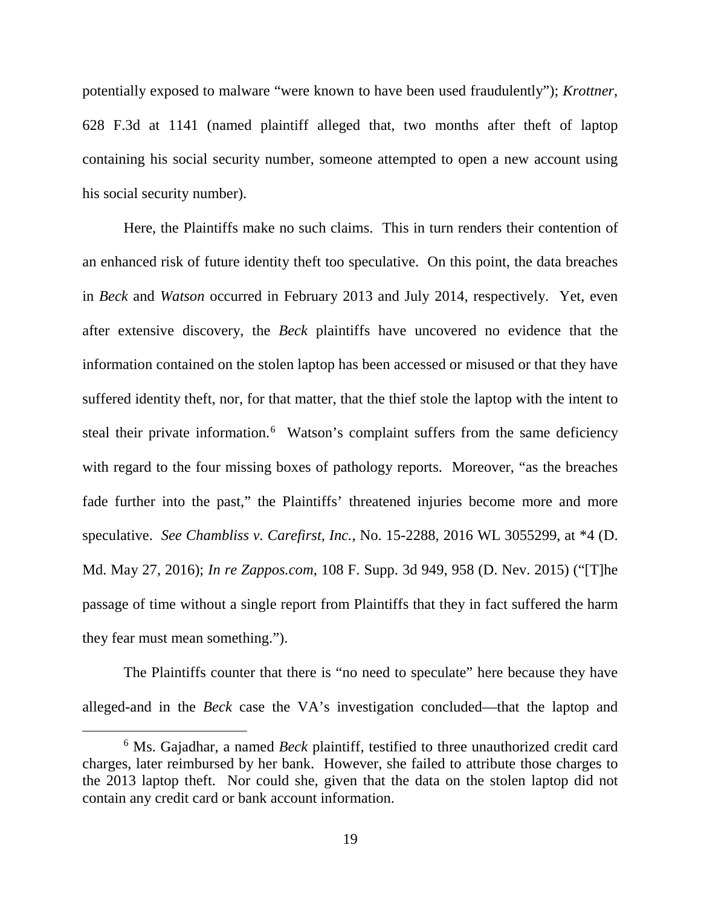potentially exposed to malware "were known to have been used fraudulently"); *Krottner*, 628 F.3d at 1141 (named plaintiff alleged that, two months after theft of laptop containing his social security number, someone attempted to open a new account using his social security number).

Here, the Plaintiffs make no such claims. This in turn renders their contention of an enhanced risk of future identity theft too speculative. On this point, the data breaches in *Beck* and *Watson* occurred in February 2013 and July 2014, respectively. Yet, even after extensive discovery, the *Beck* plaintiffs have uncovered no evidence that the information contained on the stolen laptop has been accessed or misused or that they have suffered identity theft, nor, for that matter, that the thief stole the laptop with the intent to steal their private information.[6] Watson's complaint suffers from the same deficiency with regard to the four missing boxes of pathology reports. Moreover, "as the breaches fade further into the past," the Plaintiffs' threatened injuries become more and more speculative. *See Chambliss v. Carefirst, Inc.*, No. 15-2288, 2016 WL 3055299, at *4 (D. Md. May 27, 2016); *In re Zappos.com*, 108 F. Supp. 3d 949, 958 (D. Nev. 2015) ("[T]he passage of time without a single report from Plaintiffs that they in fact suffered the harm they fear must mean something.").

The Plaintiffs counter that there is "no need to speculate" here because they have alleged-and in the *Beck* case the VA's investigation concluded—that the laptop and

[6] Ms. Gajadhar, a named *Beck* plaintiff, testified to three unauthorized credit card charges, later reimbursed by her bank. However, she failed to attribute those charges to the 2013 laptop theft. Nor could she, given that the data on the stolen laptop did not contain any credit card or bank account information.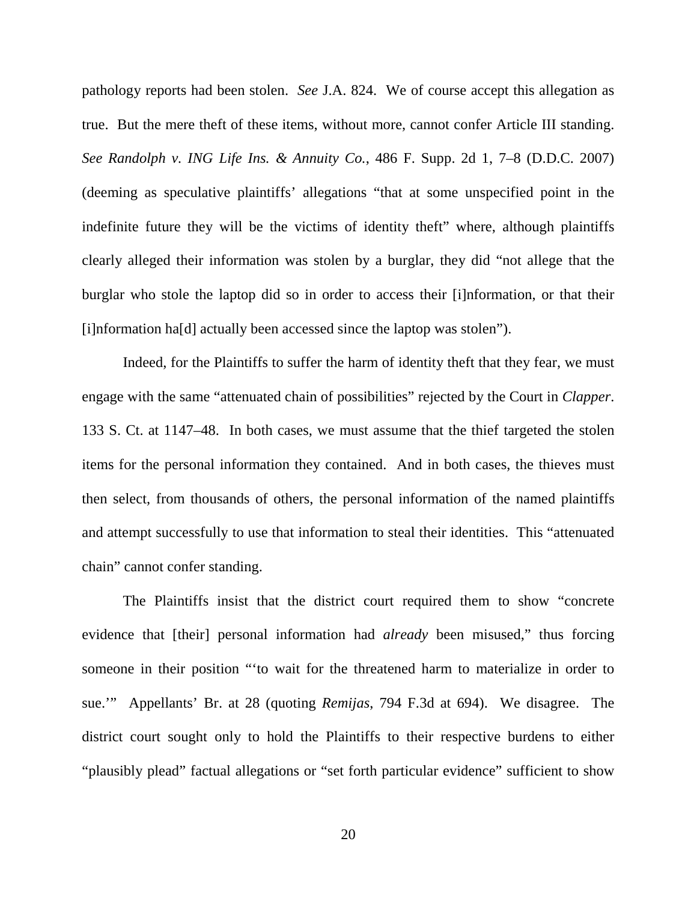pathology reports had been stolen. *See* J.A. 824. We of course accept this allegation as true. But the mere theft of these items, without more, cannot confer Article III standing. *See Randolph v. ING Life Ins. & Annuity Co.*, 486 F. Supp. 2d 1, 7–8 (D.D.C. 2007) (deeming as speculative plaintiffs' allegations "that at some unspecified point in the indefinite future they will be the victims of identity theft" where, although plaintiffs clearly alleged their information was stolen by a burglar, they did "not allege that the burglar who stole the laptop did so in order to access their [i]nformation, or that their [i]nformation ha[d] actually been accessed since the laptop was stolen").

Indeed, for the Plaintiffs to suffer the harm of identity theft that they fear, we must engage with the same "attenuated chain of possibilities" rejected by the Court in *Clapper*. 133 S. Ct. at 1147–48. In both cases, we must assume that the thief targeted the stolen items for the personal information they contained. And in both cases, the thieves must then select, from thousands of others, the personal information of the named plaintiffs and attempt successfully to use that information to steal their identities. This "attenuated chain" cannot confer standing.

The Plaintiffs insist that the district court required them to show "concrete evidence that [their] personal information had *already* been misused," thus forcing someone in their position "'to wait for the threatened harm to materialize in order to sue.'" Appellants' Br. at 28 (quoting *Remijas*, 794 F.3d at 694). We disagree. The district court sought only to hold the Plaintiffs to their respective burdens to either "plausibly plead" factual allegations or "set forth particular evidence" sufficient to show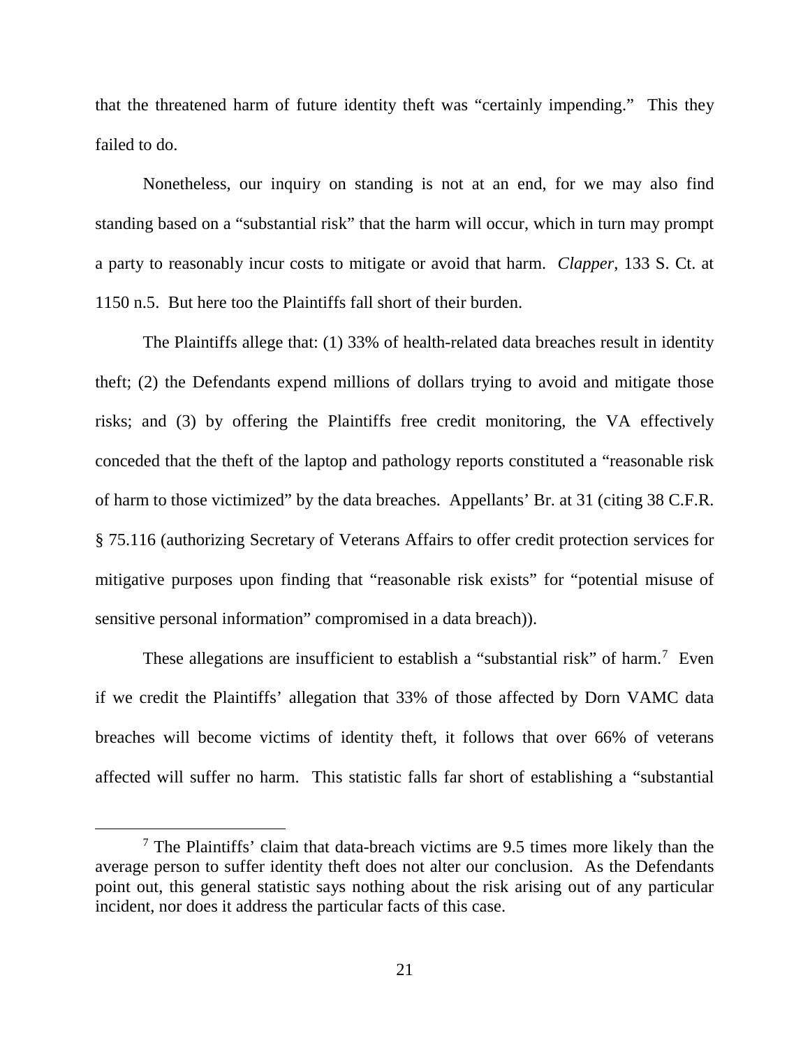that the threatened harm of future identity theft was "certainly impending." This they failed to do.

Nonetheless, our inquiry on standing is not at an end, for we may also find standing based on a "substantial risk" that the harm will occur, which in turn may prompt a party to reasonably incur costs to mitigate or avoid that harm. *Clapper*, 133 S. Ct. at 1150 n.5. But here too the Plaintiffs fall short of their burden.

The Plaintiffs allege that: (1) 33% of health-related data breaches result in identity theft; (2) the Defendants expend millions of dollars trying to avoid and mitigate those risks; and (3) by offering the Plaintiffs free credit monitoring, the VA effectively conceded that the theft of the laptop and pathology reports constituted a "reasonable risk of harm to those victimized" by the data breaches. Appellants' Br. at 31 (citing 38 C.F.R. § 75.116 (authorizing Secretary of Veterans Affairs to offer credit protection services for mitigative purposes upon finding that "reasonable risk exists" for "potential misuse of sensitive personal information" compromised in a data breach)).

These allegations are insufficient to establish a "substantial risk" of harm.[7] Even if we credit the Plaintiffs' allegation that 33% of those affected by Dorn VAMC data breaches will become victims of identity theft, it follows that over 66% of veterans affected will suffer no harm. This statistic falls far short of establishing a "substantial

[7] The Plaintiffs' claim that data-breach victims are 9.5 times more likely than the average person to suffer identity theft does not alter our conclusion. As the Defendants point out, this general statistic says nothing about the risk arising out of any particular incident, nor does it address the particular facts of this case.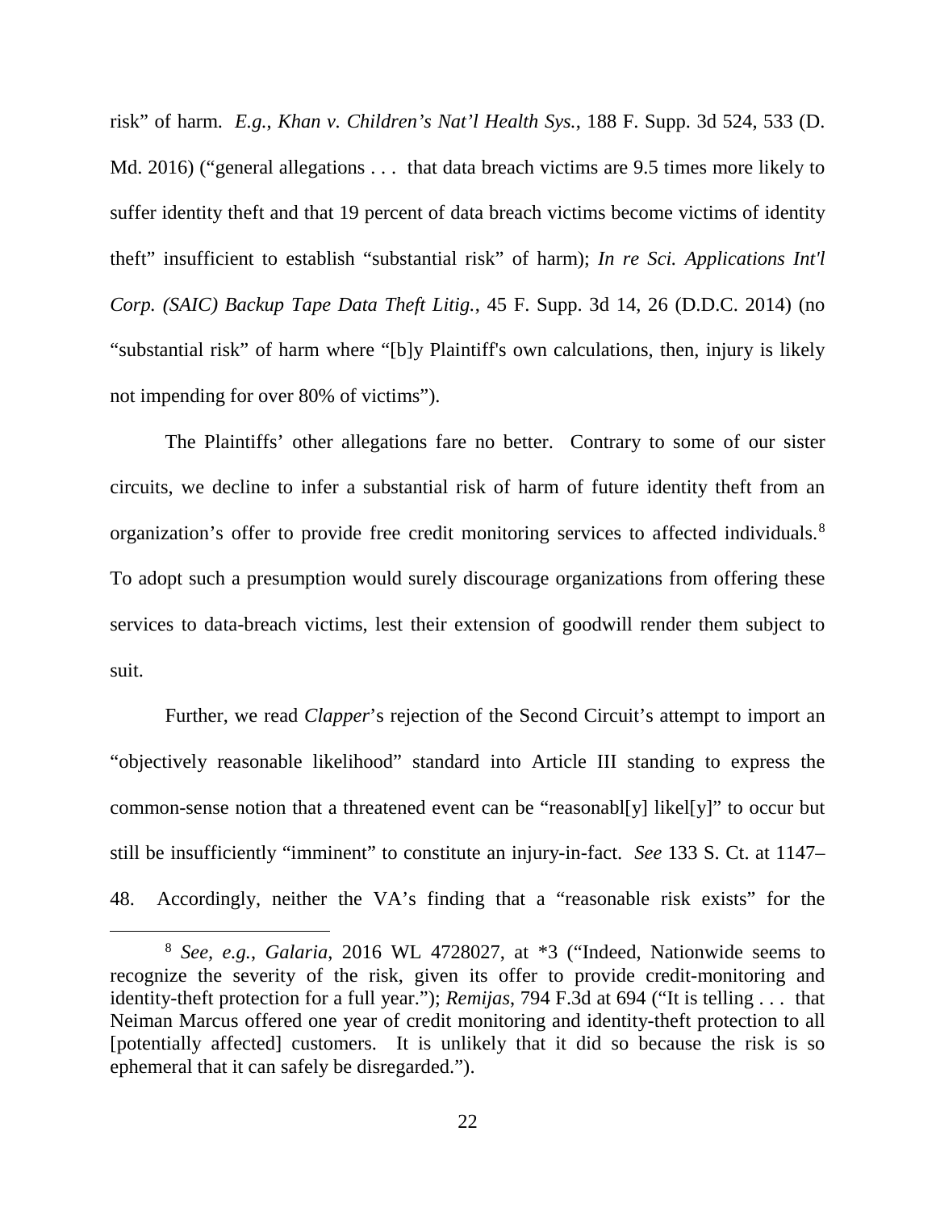risk" of harm. *E.g.*, *Khan v. Children's Nat'l Health Sys.*, 188 F. Supp. 3d 524, 533 (D. Md. 2016) ("general allegations . . . that data breach victims are 9.5 times more likely to suffer identity theft and that 19 percent of data breach victims become victims of identity theft" insufficient to establish "substantial risk" of harm); *In re Sci. Applications Int'l Corp. (SAIC) Backup Tape Data Theft Litig.*, 45 F. Supp. 3d 14, 26 (D.D.C. 2014) (no "substantial risk" of harm where "[b]y Plaintiff's own calculations, then, injury is likely not impending for over 80% of victims").

The Plaintiffs' other allegations fare no better. Contrary to some of our sister circuits, we decline to infer a substantial risk of harm of future identity theft from an organization's offer to provide free credit monitoring services to affected individuals.[8] To adopt such a presumption would surely discourage organizations from offering these services to data-breach victims, lest their extension of goodwill render them subject to suit.

Further, we read *Clapper*'s rejection of the Second Circuit's attempt to import an "objectively reasonable likelihood" standard into Article III standing to express the common-sense notion that a threatened event can be "reasonabl[y] likel[y]" to occur but still be insufficiently "imminent" to constitute an injury-in-fact. *See* 133 S. Ct. at 1147–48. Accordingly, neither the VA's finding that a "reasonable risk exists" for the

---

[8] *See, e.g.*, *Galaria*, 2016 WL 4728027, at *3 ("Indeed, Nationwide seems to recognize the severity of the risk, given its offer to provide credit-monitoring and identity-theft protection for a full year."); *Remijas*, 794 F.3d at 694 ("It is telling . . . that Neiman Marcus offered one year of credit monitoring and identity-theft protection to all [potentially affected] customers. It is unlikely that it did so because the risk is so ephemeral that it can safely be disregarded.").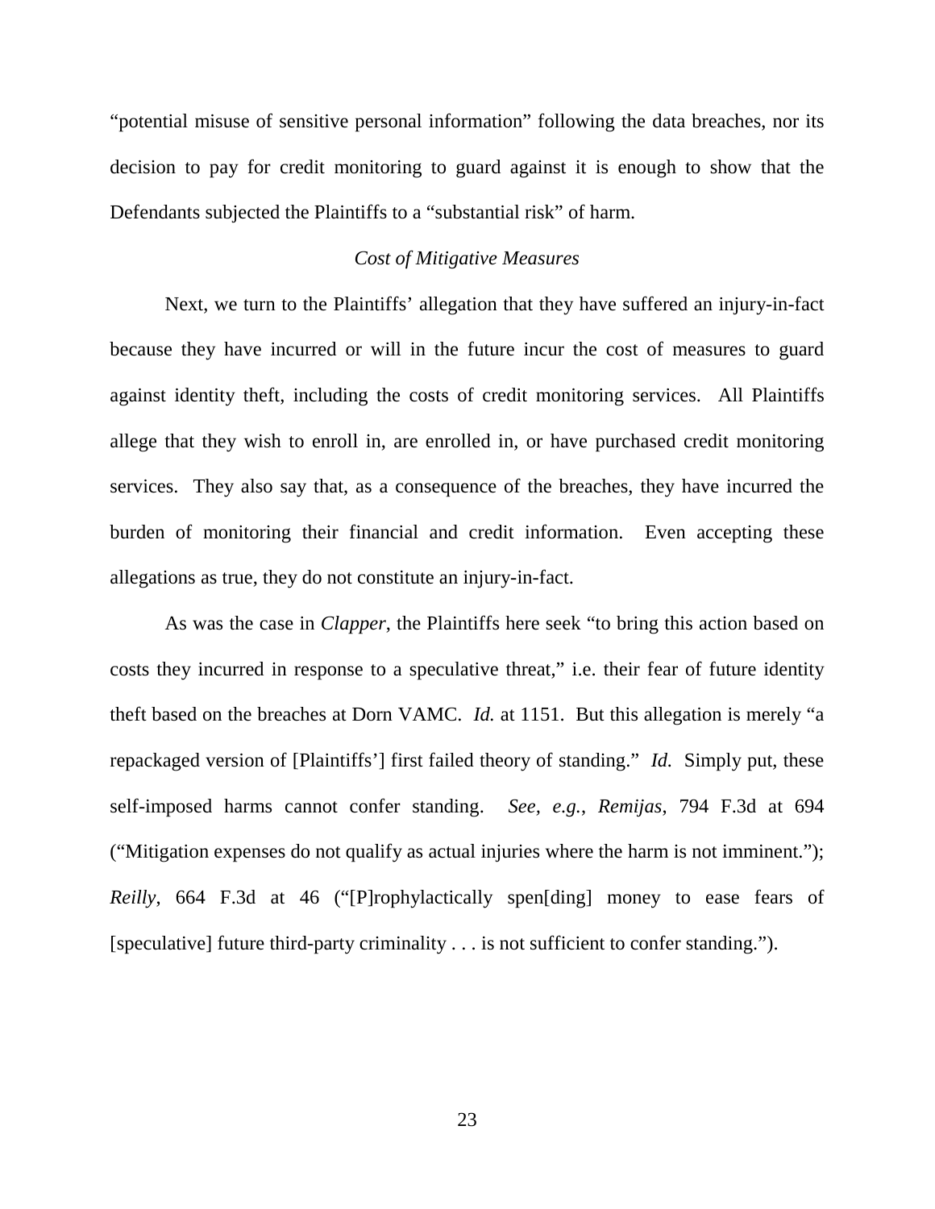"potential misuse of sensitive personal information" following the data breaches, nor its decision to pay for credit monitoring to guard against it is enough to show that the Defendants subjected the Plaintiffs to a "substantial risk" of harm.

### *Cost of Mitigative Measures*

Next, we turn to the Plaintiffs' allegation that they have suffered an injury-in-fact because they have incurred or will in the future incur the cost of measures to guard against identity theft, including the costs of credit monitoring services. All Plaintiffs allege that they wish to enroll in, are enrolled in, or have purchased credit monitoring services. They also say that, as a consequence of the breaches, they have incurred the burden of monitoring their financial and credit information. Even accepting these allegations as true, they do not constitute an injury-in-fact.

As was the case in *Clapper*, the Plaintiffs here seek "to bring this action based on costs they incurred in response to a speculative threat," i.e. their fear of future identity theft based on the breaches at Dorn VAMC. *Id.* at 1151. But this allegation is merely "a repackaged version of [Plaintiffs'] first failed theory of standing." *Id.* Simply put, these self-imposed harms cannot confer standing. *See, e.g.*, *Remijas*, 794 F.3d at 694 ("Mitigation expenses do not qualify as actual injuries where the harm is not imminent."); *Reilly*, 664 F.3d at 46 ("[P]rophylactically spen[ding] money to ease fears of [speculative] future third-party criminality . . . is not sufficient to confer standing.").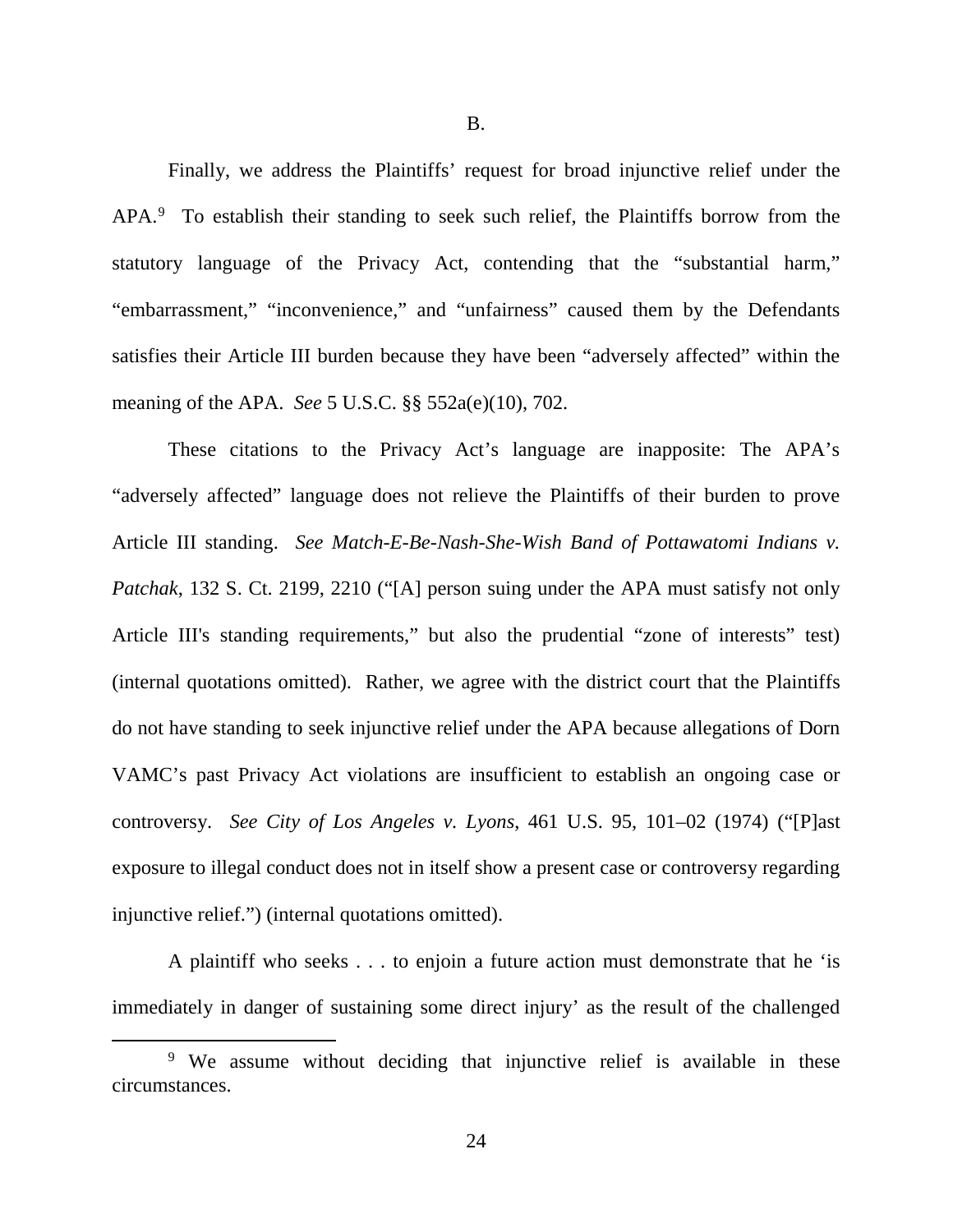B.

Finally, we address the Plaintiffs' request for broad injunctive relief under the APA.[9] To establish their standing to seek such relief, the Plaintiffs borrow from the statutory language of the Privacy Act, contending that the "substantial harm," "embarrassment," "inconvenience," and "unfairness" caused them by the Defendants satisfies their Article III burden because they have been "adversely affected" within the meaning of the APA. *See* 5 U.S.C. §§ 552a(e)(10), 702.

These citations to the Privacy Act's language are inapposite: The APA's "adversely affected" language does not relieve the Plaintiffs of their burden to prove Article III standing. *See Match-E-Be-Nash-She-Wish Band of Pottawatomi Indians v. Patchak*, 132 S. Ct. 2199, 2210 ("[A] person suing under the APA must satisfy not only Article III's standing requirements," but also the prudential "zone of interests" test) (internal quotations omitted). Rather, we agree with the district court that the Plaintiffs do not have standing to seek injunctive relief under the APA because allegations of Dorn VAMC's past Privacy Act violations are insufficient to establish an ongoing case or controversy. *See City of Los Angeles v. Lyons*, 461 U.S. 95, 101–02 (1974) ("[P]ast exposure to illegal conduct does not in itself show a present case or controversy regarding injunctive relief.") (internal quotations omitted).

A plaintiff who seeks . . . to enjoin a future action must demonstrate that he 'is immediately in danger of sustaining some direct injury' as the result of the challenged

[9] We assume without deciding that injunctive relief is available in these circumstances.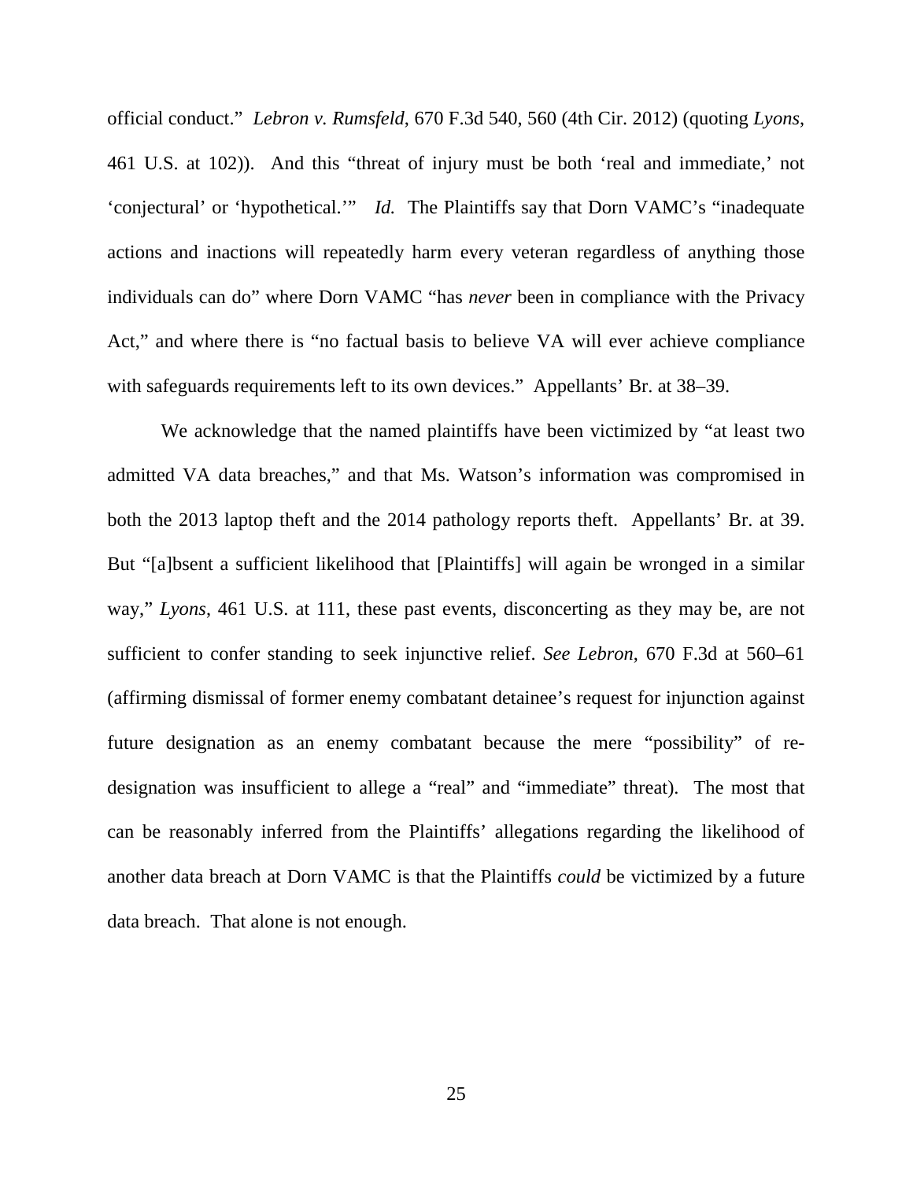official conduct." *Lebron v. Rumsfeld*, 670 F.3d 540, 560 (4th Cir. 2012) (quoting *Lyons*, 461 U.S. at 102)). And this "threat of injury must be both 'real and immediate,' not 'conjectural' or 'hypothetical.'" *Id.* The Plaintiffs say that Dorn VAMC's "inadequate actions and inactions will repeatedly harm every veteran regardless of anything those individuals can do" where Dorn VAMC "has *never* been in compliance with the Privacy Act," and where there is "no factual basis to believe VA will ever achieve compliance with safeguards requirements left to its own devices." Appellants' Br. at 38–39.

We acknowledge that the named plaintiffs have been victimized by "at least two admitted VA data breaches," and that Ms. Watson's information was compromised in both the 2013 laptop theft and the 2014 pathology reports theft. Appellants' Br. at 39. But "[a]bsent a sufficient likelihood that [Plaintiffs] will again be wronged in a similar way," *Lyons*, 461 U.S. at 111, these past events, disconcerting as they may be, are not sufficient to confer standing to seek injunctive relief. *See Lebron*, 670 F.3d at 560–61 (affirming dismissal of former enemy combatant detainee's request for injunction against future designation as an enemy combatant because the mere "possibility" of re-designation was insufficient to allege a "real" and "immediate" threat). The most that can be reasonably inferred from the Plaintiffs' allegations regarding the likelihood of another data breach at Dorn VAMC is that the Plaintiffs *could* be victimized by a future data breach. That alone is not enough.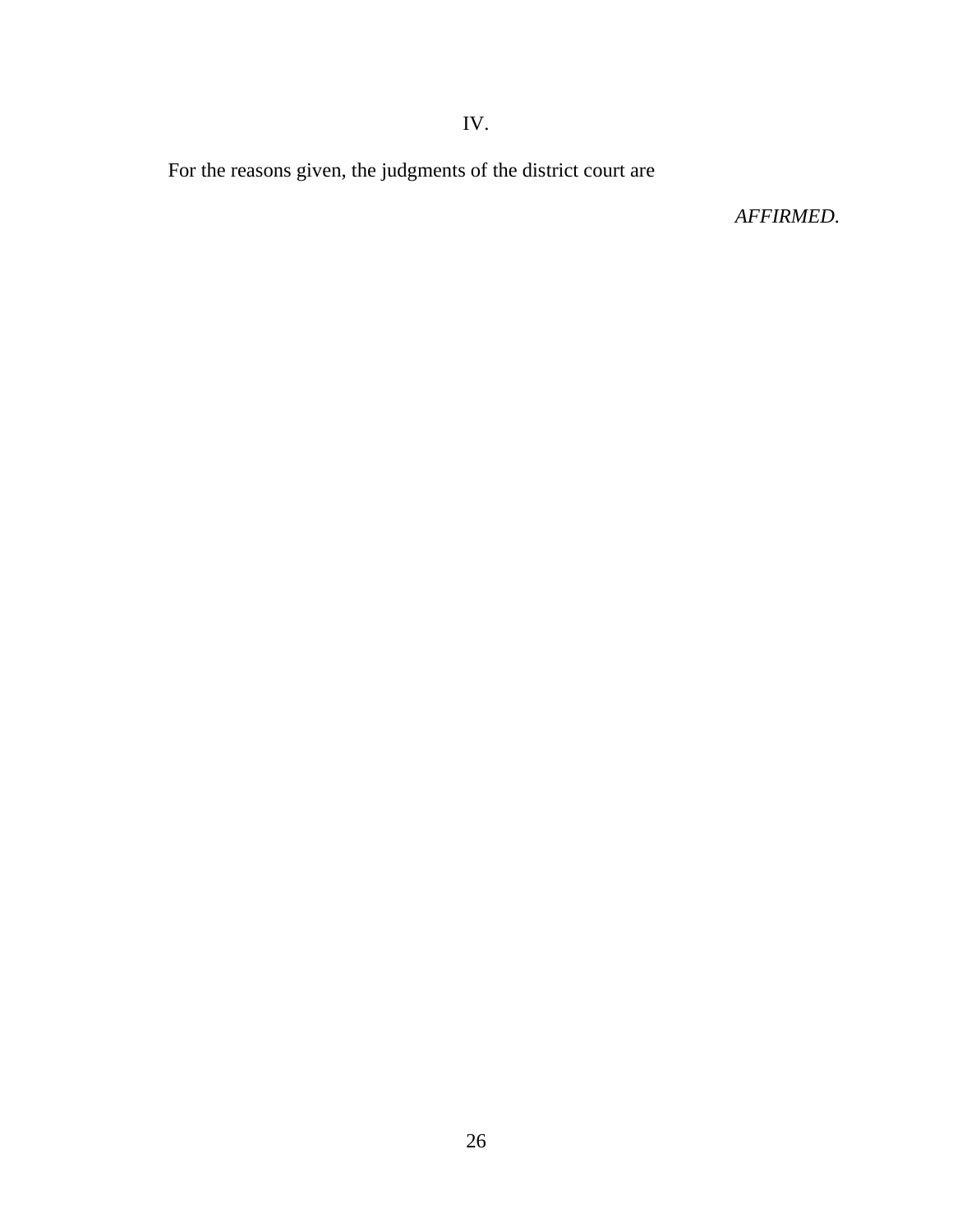## IV.

For the reasons given, the judgments of the district court are

*AFFIRMED.*